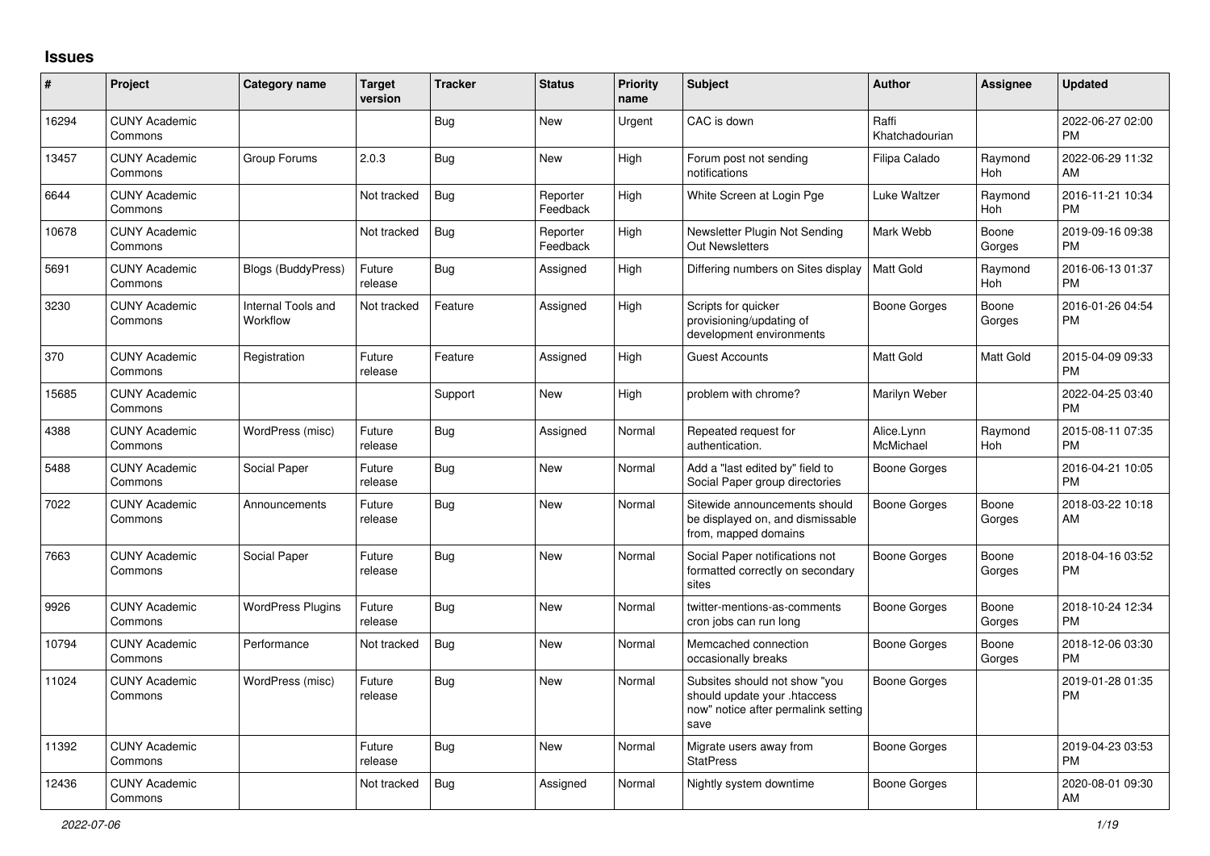# Issues

| # | Project | Category name | Target version | Tracker | Status | Priority name | Subject | Author | Assignee | Updated |
|---|---|---|---|---|---|---|---|---|---|---|
| 16294 | CUNY Academic Commons | | | Bug | New | Urgent | CAC is down | Raffi Khatchadourian | | 2022-06-27 02:00 PM |
| 13457 | CUNY Academic Commons | Group Forums | 2.0.3 | Bug | New | High | Forum post not sending notifications | Filipa Calado | Raymond Hoh | 2022-06-29 11:32 AM |
| 6644 | CUNY Academic Commons | | Not tracked | Bug | Reporter Feedback | High | White Screen at Login Pge | Luke Waltzer | Raymond Hoh | 2016-11-21 10:34 PM |
| 10678 | CUNY Academic Commons | | Not tracked | Bug | Reporter Feedback | High | Newsletter Plugin Not Sending Out Newsletters | Mark Webb | Boone Gorges | 2019-09-16 09:38 PM |
| 5691 | CUNY Academic Commons | Blogs (BuddyPress) | Future release | Bug | Assigned | High | Differing numbers on Sites display | Matt Gold | Raymond Hoh | 2016-06-13 01:37 PM |
| 3230 | CUNY Academic Commons | Internal Tools and Workflow | Not tracked | Feature | Assigned | High | Scripts for quicker provisioning/updating of development environments | Boone Gorges | Boone Gorges | 2016-01-26 04:54 PM |
| 370 | CUNY Academic Commons | Registration | Future release | Feature | Assigned | High | Guest Accounts | Matt Gold | Matt Gold | 2015-04-09 09:33 PM |
| 15685 | CUNY Academic Commons | | | Support | New | High | problem with chrome? | Marilyn Weber | | 2022-04-25 03:40 PM |
| 4388 | CUNY Academic Commons | WordPress (misc) | Future release | Bug | Assigned | Normal | Repeated request for authentication. | Alice.Lynn McMichael | Raymond Hoh | 2015-08-11 07:35 PM |
| 5488 | CUNY Academic Commons | Social Paper | Future release | Bug | New | Normal | Add a "last edited by" field to Social Paper group directories | Boone Gorges | | 2016-04-21 10:05 PM |
| 7022 | CUNY Academic Commons | Announcements | Future release | Bug | New | Normal | Sitewide announcements should be displayed on, and dismissable from, mapped domains | Boone Gorges | Boone Gorges | 2018-03-22 10:18 AM |
| 7663 | CUNY Academic Commons | Social Paper | Future release | Bug | New | Normal | Social Paper notifications not formatted correctly on secondary sites | Boone Gorges | Boone Gorges | 2018-04-16 03:52 PM |
| 9926 | CUNY Academic Commons | WordPress Plugins | Future release | Bug | New | Normal | twitter-mentions-as-comments cron jobs can run long | Boone Gorges | Boone Gorges | 2018-10-24 12:34 PM |
| 10794 | CUNY Academic Commons | Performance | Not tracked | Bug | New | Normal | Memcached connection occasionally breaks | Boone Gorges | Boone Gorges | 2018-12-06 03:30 PM |
| 11024 | CUNY Academic Commons | WordPress (misc) | Future release | Bug | New | Normal | Subsites should not show "you should update your .htaccess now" notice after permalink setting save | Boone Gorges | | 2019-01-28 01:35 PM |
| 11392 | CUNY Academic Commons | | Future release | Bug | New | Normal | Migrate users away from StatPress | Boone Gorges | | 2019-04-23 03:53 PM |
| 12436 | CUNY Academic Commons | | Not tracked | Bug | Assigned | Normal | Nightly system downtime | Boone Gorges | | 2020-08-01 09:30 AM |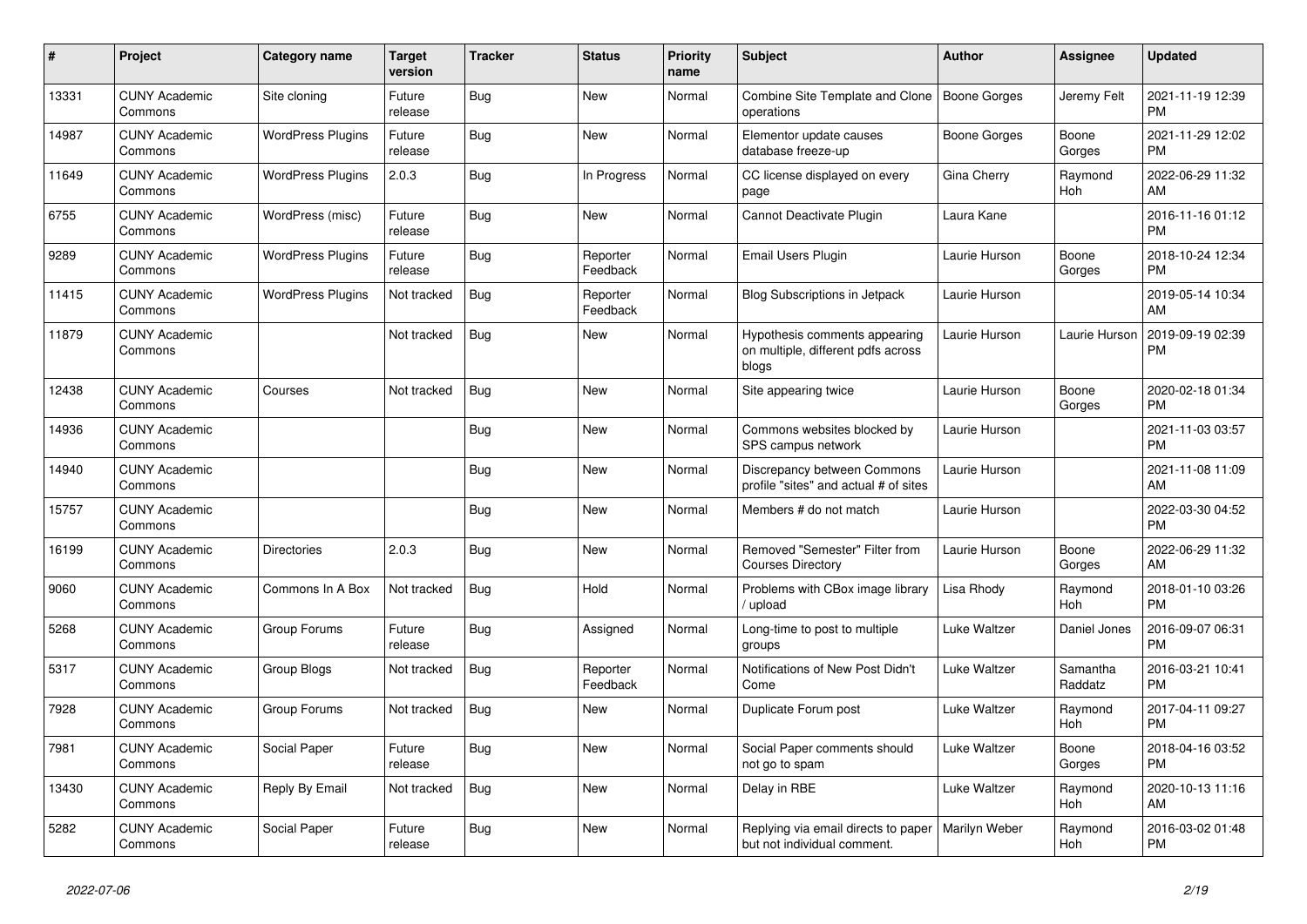| # | Project | Category name | Target version | Tracker | Status | Priority name | Subject | Author | Assignee | Updated |
|---|---|---|---|---|---|---|---|---|---|---|
| 13331 | CUNY Academic Commons | Site cloning | Future release | Bug | New | Normal | Combine Site Template and Clone operations | Boone Gorges | Jeremy Felt | 2021-11-19 12:39 PM |
| 14987 | CUNY Academic Commons | WordPress Plugins | Future release | Bug | New | Normal | Elementor update causes database freeze-up | Boone Gorges | Boone Gorges | 2021-11-29 12:02 PM |
| 11649 | CUNY Academic Commons | WordPress Plugins | 2.0.3 | Bug | In Progress | Normal | CC license displayed on every page | Gina Cherry | Raymond Hoh | 2022-06-29 11:32 AM |
| 6755 | CUNY Academic Commons | WordPress (misc) | Future release | Bug | New | Normal | Cannot Deactivate Plugin | Laura Kane | | 2016-11-16 01:12 PM |
| 9289 | CUNY Academic Commons | WordPress Plugins | Future release | Bug | Reporter Feedback | Normal | Email Users Plugin | Laurie Hurson | Boone Gorges | 2018-10-24 12:34 PM |
| 11415 | CUNY Academic Commons | WordPress Plugins | Not tracked | Bug | Reporter Feedback | Normal | Blog Subscriptions in Jetpack | Laurie Hurson | | 2019-05-14 10:34 AM |
| 11879 | CUNY Academic Commons | | Not tracked | Bug | New | Normal | Hypothesis comments appearing on multiple, different pdfs across blogs | Laurie Hurson | Laurie Hurson | 2019-09-19 02:39 PM |
| 12438 | CUNY Academic Commons | Courses | Not tracked | Bug | New | Normal | Site appearing twice | Laurie Hurson | Boone Gorges | 2020-02-18 01:34 PM |
| 14936 | CUNY Academic Commons | | | Bug | New | Normal | Commons websites blocked by SPS campus network | Laurie Hurson | | 2021-11-03 03:57 PM |
| 14940 | CUNY Academic Commons | | | Bug | New | Normal | Discrepancy between Commons profile "sites" and actual # of sites | Laurie Hurson | | 2021-11-08 11:09 AM |
| 15757 | CUNY Academic Commons | | | Bug | New | Normal | Members # do not match | Laurie Hurson | | 2022-03-30 04:52 PM |
| 16199 | CUNY Academic Commons | Directories | 2.0.3 | Bug | New | Normal | Removed "Semester" Filter from Courses Directory | Laurie Hurson | Boone Gorges | 2022-06-29 11:32 AM |
| 9060 | CUNY Academic Commons | Commons In A Box | Not tracked | Bug | Hold | Normal | Problems with CBox image library / upload | Lisa Rhody | Raymond Hoh | 2018-01-10 03:26 PM |
| 5268 | CUNY Academic Commons | Group Forums | Future release | Bug | Assigned | Normal | Long-time to post to multiple groups | Luke Waltzer | Daniel Jones | 2016-09-07 06:31 PM |
| 5317 | CUNY Academic Commons | Group Blogs | Not tracked | Bug | Reporter Feedback | Normal | Notifications of New Post Didn't Come | Luke Waltzer | Samantha Raddatz | 2016-03-21 10:41 PM |
| 7928 | CUNY Academic Commons | Group Forums | Not tracked | Bug | New | Normal | Duplicate Forum post | Luke Waltzer | Raymond Hoh | 2017-04-11 09:27 PM |
| 7981 | CUNY Academic Commons | Social Paper | Future release | Bug | New | Normal | Social Paper comments should not go to spam | Luke Waltzer | Boone Gorges | 2018-04-16 03:52 PM |
| 13430 | CUNY Academic Commons | Reply By Email | Not tracked | Bug | New | Normal | Delay in RBE | Luke Waltzer | Raymond Hoh | 2020-10-13 11:16 AM |
| 5282 | CUNY Academic Commons | Social Paper | Future release | Bug | New | Normal | Replying via email directs to paper but not individual comment. | Marilyn Weber | Raymond Hoh | 2016-03-02 01:48 PM |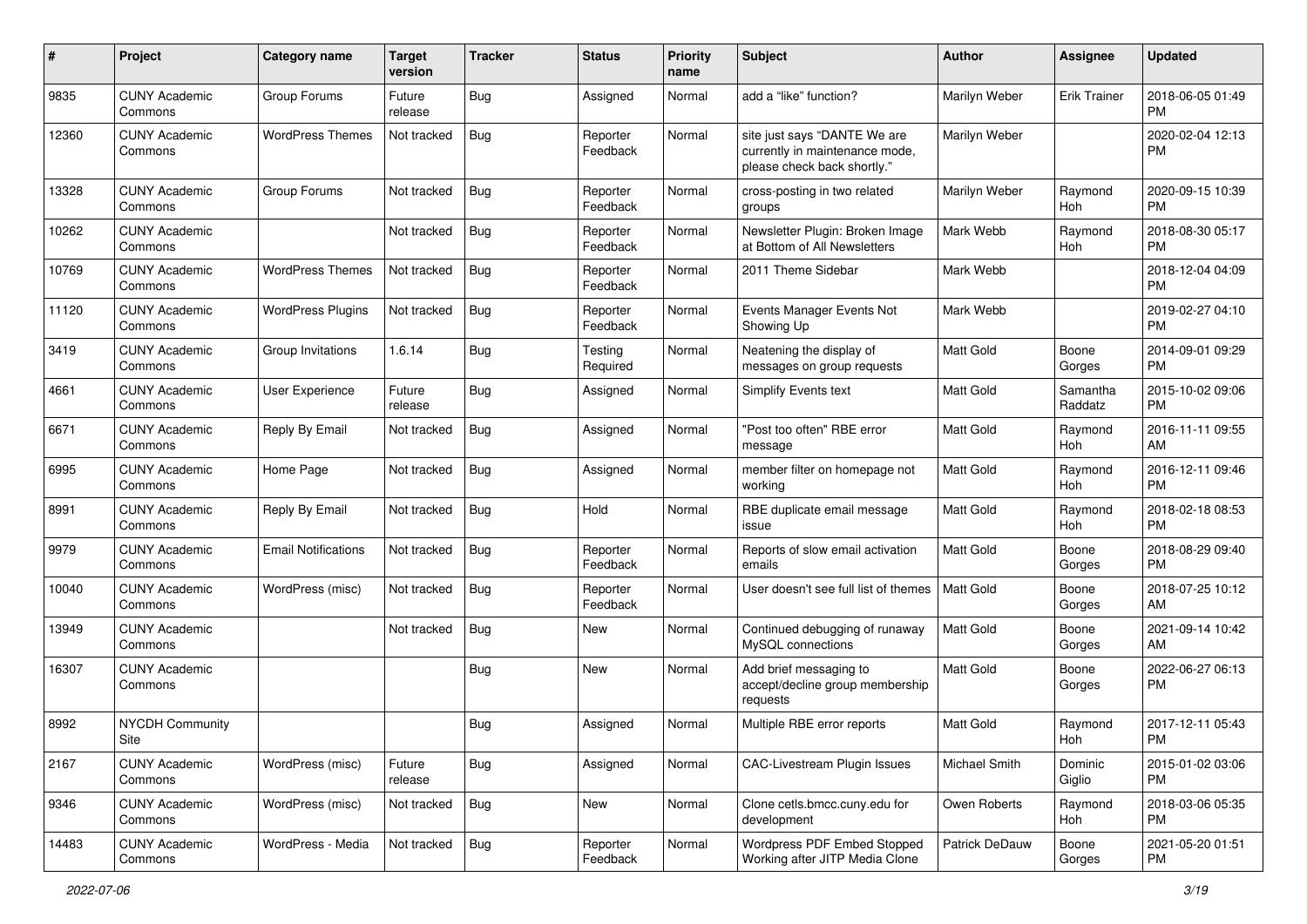| # | Project | Category name | Target version | Tracker | Status | Priority name | Subject | Author | Assignee | Updated |
|---|---|---|---|---|---|---|---|---|---|---|
| 9835 | CUNY Academic Commons | Group Forums | Future release | Bug | Assigned | Normal | add a "like" function? | Marilyn Weber | Erik Trainer | 2018-06-05 01:49 PM |
| 12360 | CUNY Academic Commons | WordPress Themes | Not tracked | Bug | Reporter Feedback | Normal | site just says "DANTE We are currently in maintenance mode, please check back shortly." | Marilyn Weber | | 2020-02-04 12:13 PM |
| 13328 | CUNY Academic Commons | Group Forums | Not tracked | Bug | Reporter Feedback | Normal | cross-posting in two related groups | Marilyn Weber | Raymond Hoh | 2020-09-15 10:39 PM |
| 10262 | CUNY Academic Commons | | Not tracked | Bug | Reporter Feedback | Normal | Newsletter Plugin: Broken Image at Bottom of All Newsletters | Mark Webb | Raymond Hoh | 2018-08-30 05:17 PM |
| 10769 | CUNY Academic Commons | WordPress Themes | Not tracked | Bug | Reporter Feedback | Normal | 2011 Theme Sidebar | Mark Webb | | 2018-12-04 04:09 PM |
| 11120 | CUNY Academic Commons | WordPress Plugins | Not tracked | Bug | Reporter Feedback | Normal | Events Manager Events Not Showing Up | Mark Webb | | 2019-02-27 04:10 PM |
| 3419 | CUNY Academic Commons | Group Invitations | 1.6.14 | Bug | Testing Required | Normal | Neatening the display of messages on group requests | Matt Gold | Boone Gorges | 2014-09-01 09:29 PM |
| 4661 | CUNY Academic Commons | User Experience | Future release | Bug | Assigned | Normal | Simplify Events text | Matt Gold | Samantha Raddatz | 2015-10-02 09:06 PM |
| 6671 | CUNY Academic Commons | Reply By Email | Not tracked | Bug | Assigned | Normal | "Post too often" RBE error message | Matt Gold | Raymond Hoh | 2016-11-11 09:55 AM |
| 6995 | CUNY Academic Commons | Home Page | Not tracked | Bug | Assigned | Normal | member filter on homepage not working | Matt Gold | Raymond Hoh | 2016-12-11 09:46 PM |
| 8991 | CUNY Academic Commons | Reply By Email | Not tracked | Bug | Hold | Normal | RBE duplicate email message issue | Matt Gold | Raymond Hoh | 2018-02-18 08:53 PM |
| 9979 | CUNY Academic Commons | Email Notifications | Not tracked | Bug | Reporter Feedback | Normal | Reports of slow email activation emails | Matt Gold | Boone Gorges | 2018-08-29 09:40 PM |
| 10040 | CUNY Academic Commons | WordPress (misc) | Not tracked | Bug | Reporter Feedback | Normal | User doesn't see full list of themes | Matt Gold | Boone Gorges | 2018-07-25 10:12 AM |
| 13949 | CUNY Academic Commons | | Not tracked | Bug | New | Normal | Continued debugging of runaway MySQL connections | Matt Gold | Boone Gorges | 2021-09-14 10:42 AM |
| 16307 | CUNY Academic Commons | | | Bug | New | Normal | Add brief messaging to accept/decline group membership requests | Matt Gold | Boone Gorges | 2022-06-27 06:13 PM |
| 8992 | NYCDH Community Site | | | Bug | Assigned | Normal | Multiple RBE error reports | Matt Gold | Raymond Hoh | 2017-12-11 05:43 PM |
| 2167 | CUNY Academic Commons | WordPress (misc) | Future release | Bug | Assigned | Normal | CAC-Livestream Plugin Issues | Michael Smith | Dominic Giglio | 2015-01-02 03:06 PM |
| 9346 | CUNY Academic Commons | WordPress (misc) | Not tracked | Bug | New | Normal | Clone cetls.bmcc.cuny.edu for development | Owen Roberts | Raymond Hoh | 2018-03-06 05:35 PM |
| 14483 | CUNY Academic Commons | WordPress - Media | Not tracked | Bug | Reporter Feedback | Normal | Wordpress PDF Embed Stopped Working after JITP Media Clone | Patrick DeDauw | Boone Gorges | 2021-05-20 01:51 PM |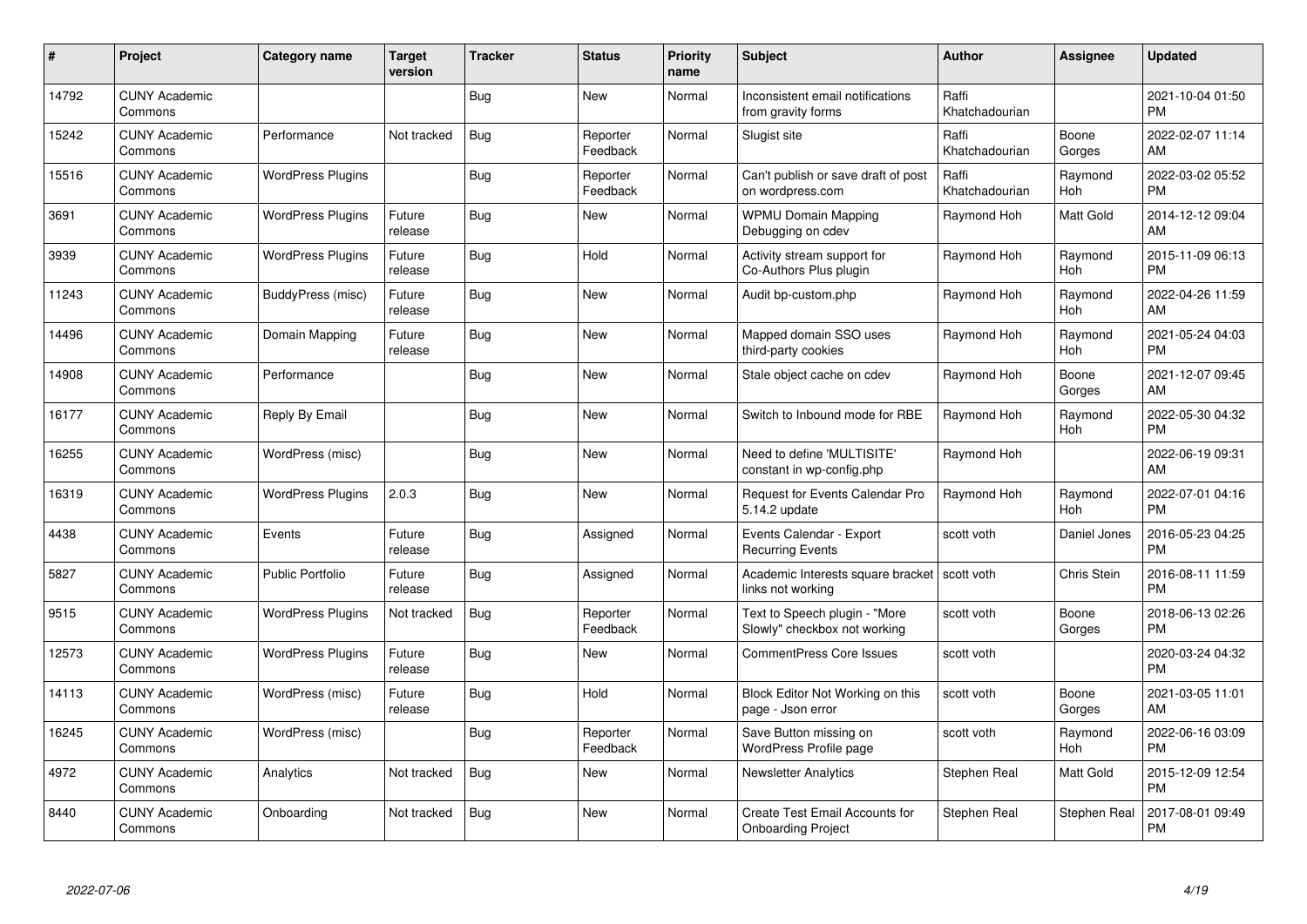| # | Project | Category name | Target version | Tracker | Status | Priority name | Subject | Author | Assignee | Updated |
|---|---|---|---|---|---|---|---|---|---|---|
| 14792 | CUNY Academic Commons | | | Bug | New | Normal | Inconsistent email notifications from gravity forms | Raffi Khatchadourian | | 2021-10-04 01:50 PM |
| 15242 | CUNY Academic Commons | Performance | Not tracked | Bug | Reporter Feedback | Normal | Slugist site | Raffi Khatchadourian | Boone Gorges | 2022-02-07 11:14 AM |
| 15516 | CUNY Academic Commons | WordPress Plugins | | Bug | Reporter Feedback | Normal | Can't publish or save draft of post on wordpress.com | Raffi Khatchadourian | Raymond Hoh | 2022-03-02 05:52 PM |
| 3691 | CUNY Academic Commons | WordPress Plugins | Future release | Bug | New | Normal | WPMU Domain Mapping Debugging on cdev | Raymond Hoh | Matt Gold | 2014-12-12 09:04 AM |
| 3939 | CUNY Academic Commons | WordPress Plugins | Future release | Bug | Hold | Normal | Activity stream support for Co-Authors Plus plugin | Raymond Hoh | Raymond Hoh | 2015-11-09 06:13 PM |
| 11243 | CUNY Academic Commons | BuddyPress (misc) | Future release | Bug | New | Normal | Audit bp-custom.php | Raymond Hoh | Raymond Hoh | 2022-04-26 11:59 AM |
| 14496 | CUNY Academic Commons | Domain Mapping | Future release | Bug | New | Normal | Mapped domain SSO uses third-party cookies | Raymond Hoh | Raymond Hoh | 2021-05-24 04:03 PM |
| 14908 | CUNY Academic Commons | Performance | | Bug | New | Normal | Stale object cache on cdev | Raymond Hoh | Boone Gorges | 2021-12-07 09:45 AM |
| 16177 | CUNY Academic Commons | Reply By Email | | Bug | New | Normal | Switch to Inbound mode for RBE | Raymond Hoh | Raymond Hoh | 2022-05-30 04:32 PM |
| 16255 | CUNY Academic Commons | WordPress (misc) | | Bug | New | Normal | Need to define 'MULTISITE' constant in wp-config.php | Raymond Hoh | | 2022-06-19 09:31 AM |
| 16319 | CUNY Academic Commons | WordPress Plugins | 2.0.3 | Bug | New | Normal | Request for Events Calendar Pro 5.14.2 update | Raymond Hoh | Raymond Hoh | 2022-07-01 04:16 PM |
| 4438 | CUNY Academic Commons | Events | Future release | Bug | Assigned | Normal | Events Calendar - Export Recurring Events | scott voth | Daniel Jones | 2016-05-23 04:25 PM |
| 5827 | CUNY Academic Commons | Public Portfolio | Future release | Bug | Assigned | Normal | Academic Interests square bracket links not working | scott voth | Chris Stein | 2016-08-11 11:59 PM |
| 9515 | CUNY Academic Commons | WordPress Plugins | Not tracked | Bug | Reporter Feedback | Normal | Text to Speech plugin - "More Slowly" checkbox not working | scott voth | Boone Gorges | 2018-06-13 02:26 PM |
| 12573 | CUNY Academic Commons | WordPress Plugins | Future release | Bug | New | Normal | CommentPress Core Issues | scott voth | | 2020-03-24 04:32 PM |
| 14113 | CUNY Academic Commons | WordPress (misc) | Future release | Bug | Hold | Normal | Block Editor Not Working on this page - Json error | scott voth | Boone Gorges | 2021-03-05 11:01 AM |
| 16245 | CUNY Academic Commons | WordPress (misc) | | Bug | Reporter Feedback | Normal | Save Button missing on WordPress Profile page | scott voth | Raymond Hoh | 2022-06-16 03:09 PM |
| 4972 | CUNY Academic Commons | Analytics | Not tracked | Bug | New | Normal | Newsletter Analytics | Stephen Real | Matt Gold | 2015-12-09 12:54 PM |
| 8440 | CUNY Academic Commons | Onboarding | Not tracked | Bug | New | Normal | Create Test Email Accounts for Onboarding Project | Stephen Real | Stephen Real | 2017-08-01 09:49 PM |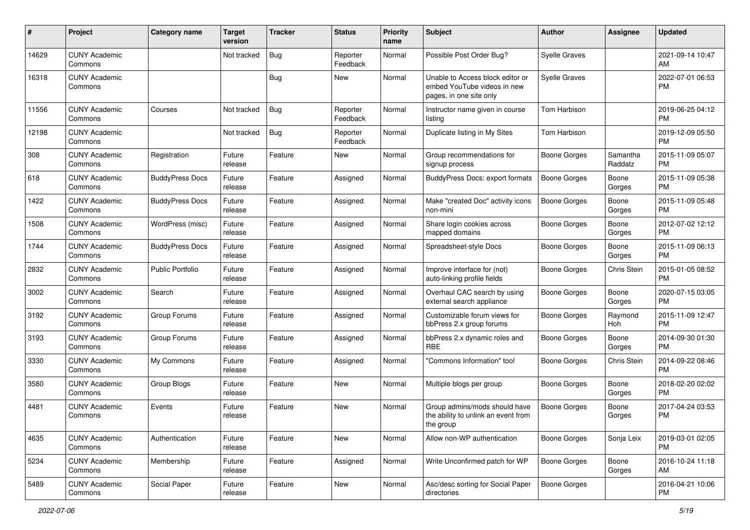| # | Project | Category name | Target version | Tracker | Status | Priority name | Subject | Author | Assignee | Updated |
|---|---|---|---|---|---|---|---|---|---|---|
| 14629 | CUNY Academic Commons | | Not tracked | Bug | Reporter Feedback | Normal | Possible Post Order Bug? | Syelle Graves | | 2021-09-14 10:47 AM |
| 16318 | CUNY Academic Commons | | | Bug | New | Normal | Unable to Access block editor or embed YouTube videos in new pages, in one site only | Syelle Graves | | 2022-07-01 06:53 PM |
| 11556 | CUNY Academic Commons | Courses | Not tracked | Bug | Reporter Feedback | Normal | Instructor name given in course listing | Tom Harbison | | 2019-06-25 04:12 PM |
| 12198 | CUNY Academic Commons | | Not tracked | Bug | Reporter Feedback | Normal | Duplicate listing in My Sites | Tom Harbison | | 2019-12-09 05:50 PM |
| 308 | CUNY Academic Commons | Registration | Future release | Feature | New | Normal | Group recommendations for signup process | Boone Gorges | Samantha Raddatz | 2015-11-09 05:07 PM |
| 618 | CUNY Academic Commons | BuddyPress Docs | Future release | Feature | Assigned | Normal | BuddyPress Docs: export formats | Boone Gorges | Boone Gorges | 2015-11-09 05:38 PM |
| 1422 | CUNY Academic Commons | BuddyPress Docs | Future release | Feature | Assigned | Normal | Make "created Doc" activity icons non-mini | Boone Gorges | Boone Gorges | 2015-11-09 05:48 PM |
| 1508 | CUNY Academic Commons | WordPress (misc) | Future release | Feature | Assigned | Normal | Share login cookies across mapped domains | Boone Gorges | Boone Gorges | 2012-07-02 12:12 PM |
| 1744 | CUNY Academic Commons | BuddyPress Docs | Future release | Feature | Assigned | Normal | Spreadsheet-style Docs | Boone Gorges | Boone Gorges | 2015-11-09 06:13 PM |
| 2832 | CUNY Academic Commons | Public Portfolio | Future release | Feature | Assigned | Normal | Improve interface for (not) auto-linking profile fields | Boone Gorges | Chris Stein | 2015-01-05 08:52 PM |
| 3002 | CUNY Academic Commons | Search | Future release | Feature | Assigned | Normal | Overhaul CAC search by using external search appliance | Boone Gorges | Boone Gorges | 2020-07-15 03:05 PM |
| 3192 | CUNY Academic Commons | Group Forums | Future release | Feature | Assigned | Normal | Customizable forum views for bbPress 2.x group forums | Boone Gorges | Raymond Hoh | 2015-11-09 12:47 PM |
| 3193 | CUNY Academic Commons | Group Forums | Future release | Feature | Assigned | Normal | bbPress 2.x dynamic roles and RBE | Boone Gorges | Boone Gorges | 2014-09-30 01:30 PM |
| 3330 | CUNY Academic Commons | My Commons | Future release | Feature | Assigned | Normal | "Commons Information" tool | Boone Gorges | Chris Stein | 2014-09-22 08:46 PM |
| 3580 | CUNY Academic Commons | Group Blogs | Future release | Feature | New | Normal | Multiple blogs per group | Boone Gorges | Boone Gorges | 2018-02-20 02:02 PM |
| 4481 | CUNY Academic Commons | Events | Future release | Feature | New | Normal | Group admins/mods should have the ability to unlink an event from the group | Boone Gorges | Boone Gorges | 2017-04-24 03:53 PM |
| 4635 | CUNY Academic Commons | Authentication | Future release | Feature | New | Normal | Allow non-WP authentication | Boone Gorges | Sonja Leix | 2019-03-01 02:05 PM |
| 5234 | CUNY Academic Commons | Membership | Future release | Feature | Assigned | Normal | Write Unconfirmed patch for WP | Boone Gorges | Boone Gorges | 2016-10-24 11:18 AM |
| 5489 | CUNY Academic Commons | Social Paper | Future release | Feature | New | Normal | Asc/desc sorting for Social Paper directories | Boone Gorges | | 2016-04-21 10:06 PM |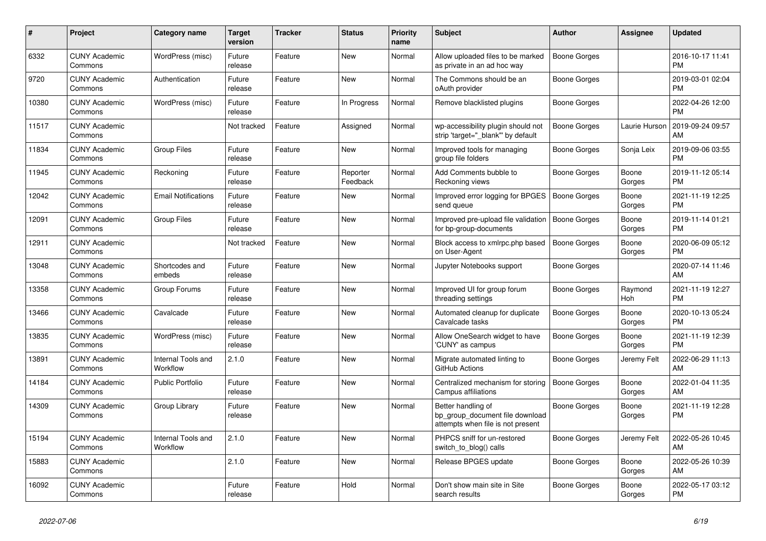| # | Project | Category name | Target version | Tracker | Status | Priority name | Subject | Author | Assignee | Updated |
|---|---|---|---|---|---|---|---|---|---|---|
| 6332 | CUNY Academic Commons | WordPress (misc) | Future release | Feature | New | Normal | Allow uploaded files to be marked as private in an ad hoc way | Boone Gorges | | 2016-10-17 11:41 PM |
| 9720 | CUNY Academic Commons | Authentication | Future release | Feature | New | Normal | The Commons should be an oAuth provider | Boone Gorges | | 2019-03-01 02:04 PM |
| 10380 | CUNY Academic Commons | WordPress (misc) | Future release | Feature | In Progress | Normal | Remove blacklisted plugins | Boone Gorges | | 2022-04-26 12:00 PM |
| 11517 | CUNY Academic Commons | | Not tracked | Feature | Assigned | Normal | wp-accessibility plugin should not strip 'target="_blank"' by default | Boone Gorges | Laurie Hurson | 2019-09-24 09:57 AM |
| 11834 | CUNY Academic Commons | Group Files | Future release | Feature | New | Normal | Improved tools for managing group file folders | Boone Gorges | Sonja Leix | 2019-09-06 03:55 PM |
| 11945 | CUNY Academic Commons | Reckoning | Future release | Feature | Reporter Feedback | Normal | Add Comments bubble to Reckoning views | Boone Gorges | Boone Gorges | 2019-11-12 05:14 PM |
| 12042 | CUNY Academic Commons | Email Notifications | Future release | Feature | New | Normal | Improved error logging for BPGES send queue | Boone Gorges | Boone Gorges | 2021-11-19 12:25 PM |
| 12091 | CUNY Academic Commons | Group Files | Future release | Feature | New | Normal | Improved pre-upload file validation for bp-group-documents | Boone Gorges | Boone Gorges | 2019-11-14 01:21 PM |
| 12911 | CUNY Academic Commons | | Not tracked | Feature | New | Normal | Block access to xmlrpc.php based on User-Agent | Boone Gorges | Boone Gorges | 2020-06-09 05:12 PM |
| 13048 | CUNY Academic Commons | Shortcodes and embeds | Future release | Feature | New | Normal | Jupyter Notebooks support | Boone Gorges | | 2020-07-14 11:46 AM |
| 13358 | CUNY Academic Commons | Group Forums | Future release | Feature | New | Normal | Improved UI for group forum threading settings | Boone Gorges | Raymond Hoh | 2021-11-19 12:27 PM |
| 13466 | CUNY Academic Commons | Cavalcade | Future release | Feature | New | Normal | Automated cleanup for duplicate Cavalcade tasks | Boone Gorges | Boone Gorges | 2020-10-13 05:24 PM |
| 13835 | CUNY Academic Commons | WordPress (misc) | Future release | Feature | New | Normal | Allow OneSearch widget to have 'CUNY' as campus | Boone Gorges | Boone Gorges | 2021-11-19 12:39 PM |
| 13891 | CUNY Academic Commons | Internal Tools and Workflow | 2.1.0 | Feature | New | Normal | Migrate automated linting to GitHub Actions | Boone Gorges | Jeremy Felt | 2022-06-29 11:13 AM |
| 14184 | CUNY Academic Commons | Public Portfolio | Future release | Feature | New | Normal | Centralized mechanism for storing Campus affiliations | Boone Gorges | Boone Gorges | 2022-01-04 11:35 AM |
| 14309 | CUNY Academic Commons | Group Library | Future release | Feature | New | Normal | Better handling of bp_group_document file download attempts when file is not present | Boone Gorges | Boone Gorges | 2021-11-19 12:28 PM |
| 15194 | CUNY Academic Commons | Internal Tools and Workflow | 2.1.0 | Feature | New | Normal | PHPCS sniff for un-restored switch_to_blog() calls | Boone Gorges | Jeremy Felt | 2022-05-26 10:45 AM |
| 15883 | CUNY Academic Commons | | 2.1.0 | Feature | New | Normal | Release BPGES update | Boone Gorges | Boone Gorges | 2022-05-26 10:39 AM |
| 16092 | CUNY Academic Commons | | Future release | Feature | Hold | Normal | Don't show main site in Site search results | Boone Gorges | Boone Gorges | 2022-05-17 03:12 PM |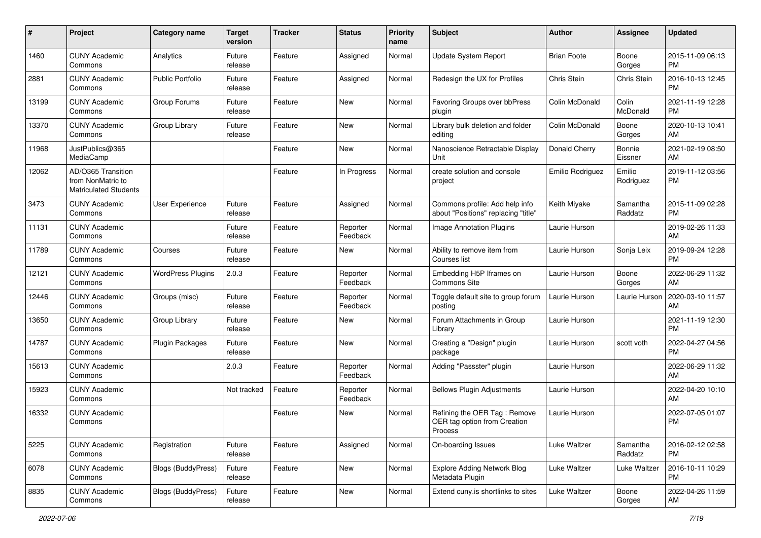| # | Project | Category name | Target version | Tracker | Status | Priority name | Subject | Author | Assignee | Updated |
|---|---|---|---|---|---|---|---|---|---|---|
| 1460 | CUNY Academic Commons | Analytics | Future release | Feature | Assigned | Normal | Update System Report | Brian Foote | Boone Gorges | 2015-11-09 06:13 PM |
| 2881 | CUNY Academic Commons | Public Portfolio | Future release | Feature | Assigned | Normal | Redesign the UX for Profiles | Chris Stein | Chris Stein | 2016-10-13 12:45 PM |
| 13199 | CUNY Academic Commons | Group Forums | Future release | Feature | New | Normal | Favoring Groups over bbPress plugin | Colin McDonald | Colin McDonald | 2021-11-19 12:28 PM |
| 13370 | CUNY Academic Commons | Group Library | Future release | Feature | New | Normal | Library bulk deletion and folder editing | Colin McDonald | Boone Gorges | 2020-10-13 10:41 AM |
| 11968 | JustPublics@365 MediaCamp | | | Feature | New | Normal | Nanoscience Retractable Display Unit | Donald Cherry | Bonnie Eissner | 2021-02-19 08:50 AM |
| 12062 | AD/O365 Transition from NonMatric to Matriculated Students | | | Feature | In Progress | Normal | create solution and console project | Emilio Rodriguez | Emilio Rodriguez | 2019-11-12 03:56 PM |
| 3473 | CUNY Academic Commons | User Experience | Future release | Feature | Assigned | Normal | Commons profile: Add help info about "Positions" replacing "title" | Keith Miyake | Samantha Raddatz | 2015-11-09 02:28 PM |
| 11131 | CUNY Academic Commons | | Future release | Feature | Reporter Feedback | Normal | Image Annotation Plugins | Laurie Hurson | | 2019-02-26 11:33 AM |
| 11789 | CUNY Academic Commons | Courses | Future release | Feature | New | Normal | Ability to remove item from Courses list | Laurie Hurson | Sonja Leix | 2019-09-24 12:28 PM |
| 12121 | CUNY Academic Commons | WordPress Plugins | 2.0.3 | Feature | Reporter Feedback | Normal | Embedding H5P Iframes on Commons Site | Laurie Hurson | Boone Gorges | 2022-06-29 11:32 AM |
| 12446 | CUNY Academic Commons | Groups (misc) | Future release | Feature | Reporter Feedback | Normal | Toggle default site to group forum posting | Laurie Hurson | Laurie Hurson | 2020-03-10 11:57 AM |
| 13650 | CUNY Academic Commons | Group Library | Future release | Feature | New | Normal | Forum Attachments in Group Library | Laurie Hurson | | 2021-11-19 12:30 PM |
| 14787 | CUNY Academic Commons | Plugin Packages | Future release | Feature | New | Normal | Creating a "Design" plugin package | Laurie Hurson | scott voth | 2022-04-27 04:56 PM |
| 15613 | CUNY Academic Commons | | 2.0.3 | Feature | Reporter Feedback | Normal | Adding "Passster" plugin | Laurie Hurson | | 2022-06-29 11:32 AM |
| 15923 | CUNY Academic Commons | | Not tracked | Feature | Reporter Feedback | Normal | Bellows Plugin Adjustments | Laurie Hurson | | 2022-04-20 10:10 AM |
| 16332 | CUNY Academic Commons | | | Feature | New | Normal | Refining the OER Tag : Remove OER tag option from Creation Process | Laurie Hurson | | 2022-07-05 01:07 PM |
| 5225 | CUNY Academic Commons | Registration | Future release | Feature | Assigned | Normal | On-boarding Issues | Luke Waltzer | Samantha Raddatz | 2016-02-12 02:58 PM |
| 6078 | CUNY Academic Commons | Blogs (BuddyPress) | Future release | Feature | New | Normal | Explore Adding Network Blog Metadata Plugin | Luke Waltzer | Luke Waltzer | 2016-10-11 10:29 PM |
| 8835 | CUNY Academic Commons | Blogs (BuddyPress) | Future release | Feature | New | Normal | Extend cuny.is shortlinks to sites | Luke Waltzer | Boone Gorges | 2022-04-26 11:59 AM |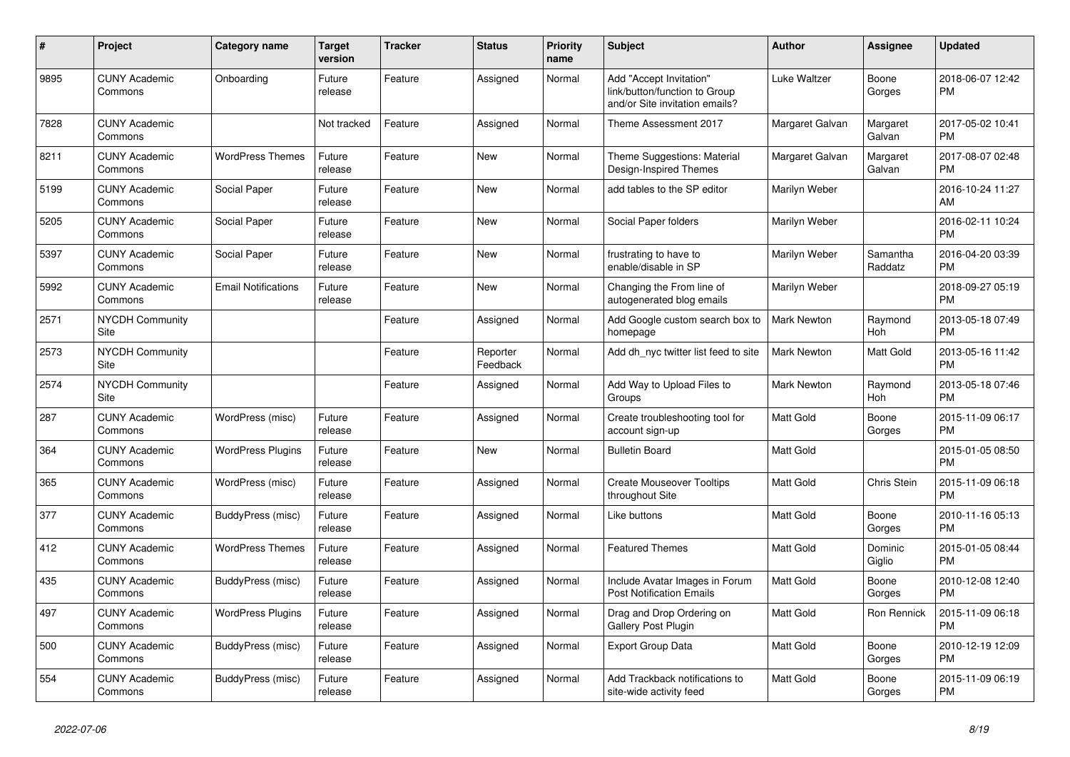| # | Project | Category name | Target version | Tracker | Status | Priority name | Subject | Author | Assignee | Updated |
|---|---|---|---|---|---|---|---|---|---|---|
| 9895 | CUNY Academic Commons | Onboarding | Future release | Feature | Assigned | Normal | Add "Accept Invitation" link/button/function to Group and/or Site invitation emails? | Luke Waltzer | Boone Gorges | 2018-06-07 12:42 PM |
| 7828 | CUNY Academic Commons | | Not tracked | Feature | Assigned | Normal | Theme Assessment 2017 | Margaret Galvan | Margaret Galvan | 2017-05-02 10:41 PM |
| 8211 | CUNY Academic Commons | WordPress Themes | Future release | Feature | New | Normal | Theme Suggestions: Material Design-Inspired Themes | Margaret Galvan | Margaret Galvan | 2017-08-07 02:48 PM |
| 5199 | CUNY Academic Commons | Social Paper | Future release | Feature | New | Normal | add tables to the SP editor | Marilyn Weber | | 2016-10-24 11:27 AM |
| 5205 | CUNY Academic Commons | Social Paper | Future release | Feature | New | Normal | Social Paper folders | Marilyn Weber | | 2016-02-11 10:24 PM |
| 5397 | CUNY Academic Commons | Social Paper | Future release | Feature | New | Normal | frustrating to have to enable/disable in SP | Marilyn Weber | Samantha Raddatz | 2016-04-20 03:39 PM |
| 5992 | CUNY Academic Commons | Email Notifications | Future release | Feature | New | Normal | Changing the From line of autogenerated blog emails | Marilyn Weber | | 2018-09-27 05:19 PM |
| 2571 | NYCDH Community Site | | | Feature | Assigned | Normal | Add Google custom search box to homepage | Mark Newton | Raymond Hoh | 2013-05-18 07:49 PM |
| 2573 | NYCDH Community Site | | | Feature | Reporter Feedback | Normal | Add dh_nyc twitter list feed to site | Mark Newton | Matt Gold | 2013-05-16 11:42 PM |
| 2574 | NYCDH Community Site | | | Feature | Assigned | Normal | Add Way to Upload Files to Groups | Mark Newton | Raymond Hoh | 2013-05-18 07:46 PM |
| 287 | CUNY Academic Commons | WordPress (misc) | Future release | Feature | Assigned | Normal | Create troubleshooting tool for account sign-up | Matt Gold | Boone Gorges | 2015-11-09 06:17 PM |
| 364 | CUNY Academic Commons | WordPress Plugins | Future release | Feature | New | Normal | Bulletin Board | Matt Gold | | 2015-01-05 08:50 PM |
| 365 | CUNY Academic Commons | WordPress (misc) | Future release | Feature | Assigned | Normal | Create Mouseover Tooltips throughout Site | Matt Gold | Chris Stein | 2015-11-09 06:18 PM |
| 377 | CUNY Academic Commons | BuddyPress (misc) | Future release | Feature | Assigned | Normal | Like buttons | Matt Gold | Boone Gorges | 2010-11-16 05:13 PM |
| 412 | CUNY Academic Commons | WordPress Themes | Future release | Feature | Assigned | Normal | Featured Themes | Matt Gold | Dominic Giglio | 2015-01-05 08:44 PM |
| 435 | CUNY Academic Commons | BuddyPress (misc) | Future release | Feature | Assigned | Normal | Include Avatar Images in Forum Post Notification Emails | Matt Gold | Boone Gorges | 2010-12-08 12:40 PM |
| 497 | CUNY Academic Commons | WordPress Plugins | Future release | Feature | Assigned | Normal | Drag and Drop Ordering on Gallery Post Plugin | Matt Gold | Ron Rennick | 2015-11-09 06:18 PM |
| 500 | CUNY Academic Commons | BuddyPress (misc) | Future release | Feature | Assigned | Normal | Export Group Data | Matt Gold | Boone Gorges | 2010-12-19 12:09 PM |
| 554 | CUNY Academic Commons | BuddyPress (misc) | Future release | Feature | Assigned | Normal | Add Trackback notifications to site-wide activity feed | Matt Gold | Boone Gorges | 2015-11-09 06:19 PM |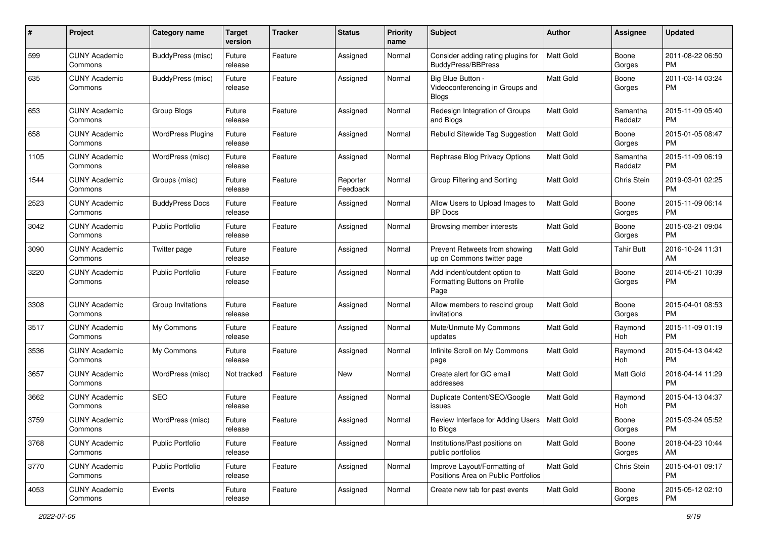| # | Project | Category name | Target version | Tracker | Status | Priority name | Subject | Author | Assignee | Updated |
|---|---|---|---|---|---|---|---|---|---|---|
| 599 | CUNY Academic Commons | BuddyPress (misc) | Future release | Feature | Assigned | Normal | Consider adding rating plugins for BuddyPress/BBPress | Matt Gold | Boone Gorges | 2011-08-22 06:50 PM |
| 635 | CUNY Academic Commons | BuddyPress (misc) | Future release | Feature | Assigned | Normal | Big Blue Button - Videoconferencing in Groups and Blogs | Matt Gold | Boone Gorges | 2011-03-14 03:24 PM |
| 653 | CUNY Academic Commons | Group Blogs | Future release | Feature | Assigned | Normal | Redesign Integration of Groups and Blogs | Matt Gold | Samantha Raddatz | 2015-11-09 05:40 PM |
| 658 | CUNY Academic Commons | WordPress Plugins | Future release | Feature | Assigned | Normal | Rebulid Sitewide Tag Suggestion | Matt Gold | Boone Gorges | 2015-01-05 08:47 PM |
| 1105 | CUNY Academic Commons | WordPress (misc) | Future release | Feature | Assigned | Normal | Rephrase Blog Privacy Options | Matt Gold | Samantha Raddatz | 2015-11-09 06:19 PM |
| 1544 | CUNY Academic Commons | Groups (misc) | Future release | Feature | Reporter Feedback | Normal | Group Filtering and Sorting | Matt Gold | Chris Stein | 2019-03-01 02:25 PM |
| 2523 | CUNY Academic Commons | BuddyPress Docs | Future release | Feature | Assigned | Normal | Allow Users to Upload Images to BP Docs | Matt Gold | Boone Gorges | 2015-11-09 06:14 PM |
| 3042 | CUNY Academic Commons | Public Portfolio | Future release | Feature | Assigned | Normal | Browsing member interests | Matt Gold | Boone Gorges | 2015-03-21 09:04 PM |
| 3090 | CUNY Academic Commons | Twitter page | Future release | Feature | Assigned | Normal | Prevent Retweets from showing up on Commons twitter page | Matt Gold | Tahir Butt | 2016-10-24 11:31 AM |
| 3220 | CUNY Academic Commons | Public Portfolio | Future release | Feature | Assigned | Normal | Add indent/outdent option to Formatting Buttons on Profile Page | Matt Gold | Boone Gorges | 2014-05-21 10:39 PM |
| 3308 | CUNY Academic Commons | Group Invitations | Future release | Feature | Assigned | Normal | Allow members to rescind group invitations | Matt Gold | Boone Gorges | 2015-04-01 08:53 PM |
| 3517 | CUNY Academic Commons | My Commons | Future release | Feature | Assigned | Normal | Mute/Unmute My Commons updates | Matt Gold | Raymond Hoh | 2015-11-09 01:19 PM |
| 3536 | CUNY Academic Commons | My Commons | Future release | Feature | Assigned | Normal | Infinite Scroll on My Commons page | Matt Gold | Raymond Hoh | 2015-04-13 04:42 PM |
| 3657 | CUNY Academic Commons | WordPress (misc) | Not tracked | Feature | New | Normal | Create alert for GC email addresses | Matt Gold | Matt Gold | 2016-04-14 11:29 PM |
| 3662 | CUNY Academic Commons | SEO | Future release | Feature | Assigned | Normal | Duplicate Content/SEO/Google issues | Matt Gold | Raymond Hoh | 2015-04-13 04:37 PM |
| 3759 | CUNY Academic Commons | WordPress (misc) | Future release | Feature | Assigned | Normal | Review Interface for Adding Users to Blogs | Matt Gold | Boone Gorges | 2015-03-24 05:52 PM |
| 3768 | CUNY Academic Commons | Public Portfolio | Future release | Feature | Assigned | Normal | Institutions/Past positions on public portfolios | Matt Gold | Boone Gorges | 2018-04-23 10:44 AM |
| 3770 | CUNY Academic Commons | Public Portfolio | Future release | Feature | Assigned | Normal | Improve Layout/Formatting of Positions Area on Public Portfolios | Matt Gold | Chris Stein | 2015-04-01 09:17 PM |
| 4053 | CUNY Academic Commons | Events | Future release | Feature | Assigned | Normal | Create new tab for past events | Matt Gold | Boone Gorges | 2015-05-12 02:10 PM |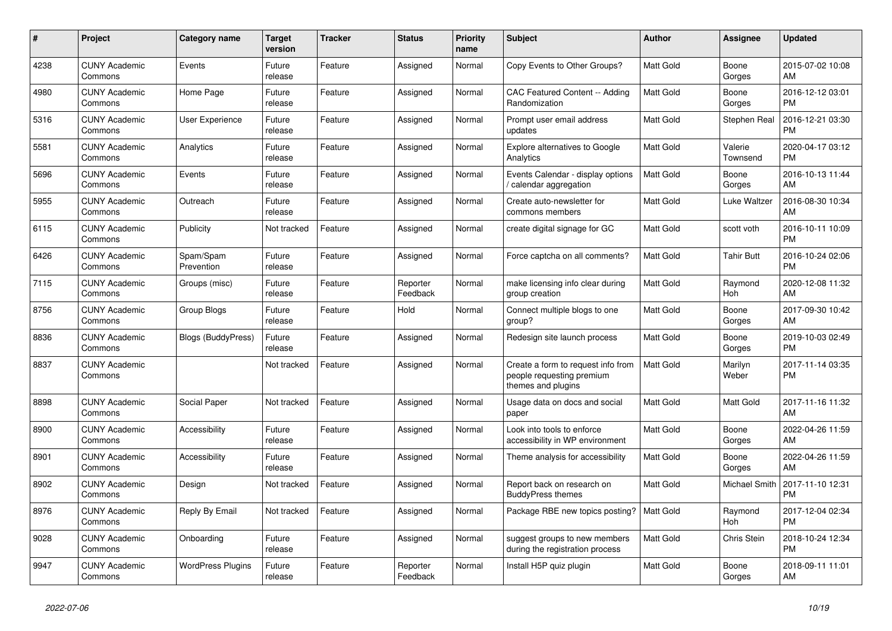| # | Project | Category name | Target version | Tracker | Status | Priority name | Subject | Author | Assignee | Updated |
|---|---|---|---|---|---|---|---|---|---|---|
| 4238 | CUNY Academic Commons | Events | Future release | Feature | Assigned | Normal | Copy Events to Other Groups? | Matt Gold | Boone Gorges | 2015-07-02 10:08 AM |
| 4980 | CUNY Academic Commons | Home Page | Future release | Feature | Assigned | Normal | CAC Featured Content -- Adding Randomization | Matt Gold | Boone Gorges | 2016-12-12 03:01 PM |
| 5316 | CUNY Academic Commons | User Experience | Future release | Feature | Assigned | Normal | Prompt user email address updates | Matt Gold | Stephen Real | 2016-12-21 03:30 PM |
| 5581 | CUNY Academic Commons | Analytics | Future release | Feature | Assigned | Normal | Explore alternatives to Google Analytics | Matt Gold | Valerie Townsend | 2020-04-17 03:12 PM |
| 5696 | CUNY Academic Commons | Events | Future release | Feature | Assigned | Normal | Events Calendar - display options / calendar aggregation | Matt Gold | Boone Gorges | 2016-10-13 11:44 AM |
| 5955 | CUNY Academic Commons | Outreach | Future release | Feature | Assigned | Normal | Create auto-newsletter for commons members | Matt Gold | Luke Waltzer | 2016-08-30 10:34 AM |
| 6115 | CUNY Academic Commons | Publicity | Not tracked | Feature | Assigned | Normal | create digital signage for GC | Matt Gold | scott voth | 2016-10-11 10:09 PM |
| 6426 | CUNY Academic Commons | Spam/Spam Prevention | Future release | Feature | Assigned | Normal | Force captcha on all comments? | Matt Gold | Tahir Butt | 2016-10-24 02:06 PM |
| 7115 | CUNY Academic Commons | Groups (misc) | Future release | Feature | Reporter Feedback | Normal | make licensing info clear during group creation | Matt Gold | Raymond Hoh | 2020-12-08 11:32 AM |
| 8756 | CUNY Academic Commons | Group Blogs | Future release | Feature | Hold | Normal | Connect multiple blogs to one group? | Matt Gold | Boone Gorges | 2017-09-30 10:42 AM |
| 8836 | CUNY Academic Commons | Blogs (BuddyPress) | Future release | Feature | Assigned | Normal | Redesign site launch process | Matt Gold | Boone Gorges | 2019-10-03 02:49 PM |
| 8837 | CUNY Academic Commons | | Not tracked | Feature | Assigned | Normal | Create a form to request info from people requesting premium themes and plugins | Matt Gold | Marilyn Weber | 2017-11-14 03:35 PM |
| 8898 | CUNY Academic Commons | Social Paper | Not tracked | Feature | Assigned | Normal | Usage data on docs and social paper | Matt Gold | Matt Gold | 2017-11-16 11:32 AM |
| 8900 | CUNY Academic Commons | Accessibility | Future release | Feature | Assigned | Normal | Look into tools to enforce accessibility in WP environment | Matt Gold | Boone Gorges | 2022-04-26 11:59 AM |
| 8901 | CUNY Academic Commons | Accessibility | Future release | Feature | Assigned | Normal | Theme analysis for accessibility | Matt Gold | Boone Gorges | 2022-04-26 11:59 AM |
| 8902 | CUNY Academic Commons | Design | Not tracked | Feature | Assigned | Normal | Report back on research on BuddyPress themes | Matt Gold | Michael Smith | 2017-11-10 12:31 PM |
| 8976 | CUNY Academic Commons | Reply By Email | Not tracked | Feature | Assigned | Normal | Package RBE new topics posting? | Matt Gold | Raymond Hoh | 2017-12-04 02:34 PM |
| 9028 | CUNY Academic Commons | Onboarding | Future release | Feature | Assigned | Normal | suggest groups to new members during the registration process | Matt Gold | Chris Stein | 2018-10-24 12:34 PM |
| 9947 | CUNY Academic Commons | WordPress Plugins | Future release | Feature | Reporter Feedback | Normal | Install H5P quiz plugin | Matt Gold | Boone Gorges | 2018-09-11 11:01 AM |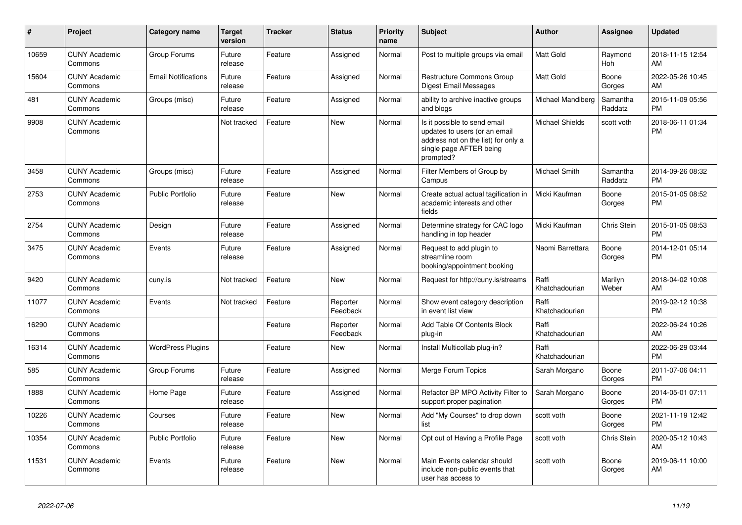| # | Project | Category name | Target version | Tracker | Status | Priority name | Subject | Author | Assignee | Updated |
|---|---|---|---|---|---|---|---|---|---|---|
| 10659 | CUNY Academic Commons | Group Forums | Future release | Feature | Assigned | Normal | Post to multiple groups via email | Matt Gold | Raymond Hoh | 2018-11-15 12:54 AM |
| 15604 | CUNY Academic Commons | Email Notifications | Future release | Feature | Assigned | Normal | Restructure Commons Group Digest Email Messages | Matt Gold | Boone Gorges | 2022-05-26 10:45 AM |
| 481 | CUNY Academic Commons | Groups (misc) | Future release | Feature | Assigned | Normal | ability to archive inactive groups and blogs | Michael Mandiberg | Samantha Raddatz | 2015-11-09 05:56 PM |
| 9908 | CUNY Academic Commons | | Not tracked | Feature | New | Normal | Is it possible to send email updates to users (or an email address not on the list) for only a single page AFTER being prompted? | Michael Shields | scott voth | 2018-06-11 01:34 PM |
| 3458 | CUNY Academic Commons | Groups (misc) | Future release | Feature | Assigned | Normal | Filter Members of Group by Campus | Michael Smith | Samantha Raddatz | 2014-09-26 08:32 PM |
| 2753 | CUNY Academic Commons | Public Portfolio | Future release | Feature | New | Normal | Create actual actual tagification in academic interests and other fields | Micki Kaufman | Boone Gorges | 2015-01-05 08:52 PM |
| 2754 | CUNY Academic Commons | Design | Future release | Feature | Assigned | Normal | Determine strategy for CAC logo handling in top header | Micki Kaufman | Chris Stein | 2015-01-05 08:53 PM |
| 3475 | CUNY Academic Commons | Events | Future release | Feature | Assigned | Normal | Request to add plugin to streamline room booking/appointment booking | Naomi Barrettara | Boone Gorges | 2014-12-01 05:14 PM |
| 9420 | CUNY Academic Commons | cuny.is | Not tracked | Feature | New | Normal | Request for http://cuny.is/streams | Raffi Khatchadourian | Marilyn Weber | 2018-04-02 10:08 AM |
| 11077 | CUNY Academic Commons | Events | Not tracked | Feature | Reporter Feedback | Normal | Show event category description in event list view | Raffi Khatchadourian | | 2019-02-12 10:38 PM |
| 16290 | CUNY Academic Commons | | | Feature | Reporter Feedback | Normal | Add Table Of Contents Block plug-in | Raffi Khatchadourian | | 2022-06-24 10:26 AM |
| 16314 | CUNY Academic Commons | WordPress Plugins | | Feature | New | Normal | Install Multicollab plug-in? | Raffi Khatchadourian | | 2022-06-29 03:44 PM |
| 585 | CUNY Academic Commons | Group Forums | Future release | Feature | Assigned | Normal | Merge Forum Topics | Sarah Morgano | Boone Gorges | 2011-07-06 04:11 PM |
| 1888 | CUNY Academic Commons | Home Page | Future release | Feature | Assigned | Normal | Refactor BP MPO Activity Filter to support proper pagination | Sarah Morgano | Boone Gorges | 2014-05-01 07:11 PM |
| 10226 | CUNY Academic Commons | Courses | Future release | Feature | New | Normal | Add "My Courses" to drop down list | scott voth | Boone Gorges | 2021-11-19 12:42 PM |
| 10354 | CUNY Academic Commons | Public Portfolio | Future release | Feature | New | Normal | Opt out of Having a Profile Page | scott voth | Chris Stein | 2020-05-12 10:43 AM |
| 11531 | CUNY Academic Commons | Events | Future release | Feature | New | Normal | Main Events calendar should include non-public events that user has access to | scott voth | Boone Gorges | 2019-06-11 10:00 AM |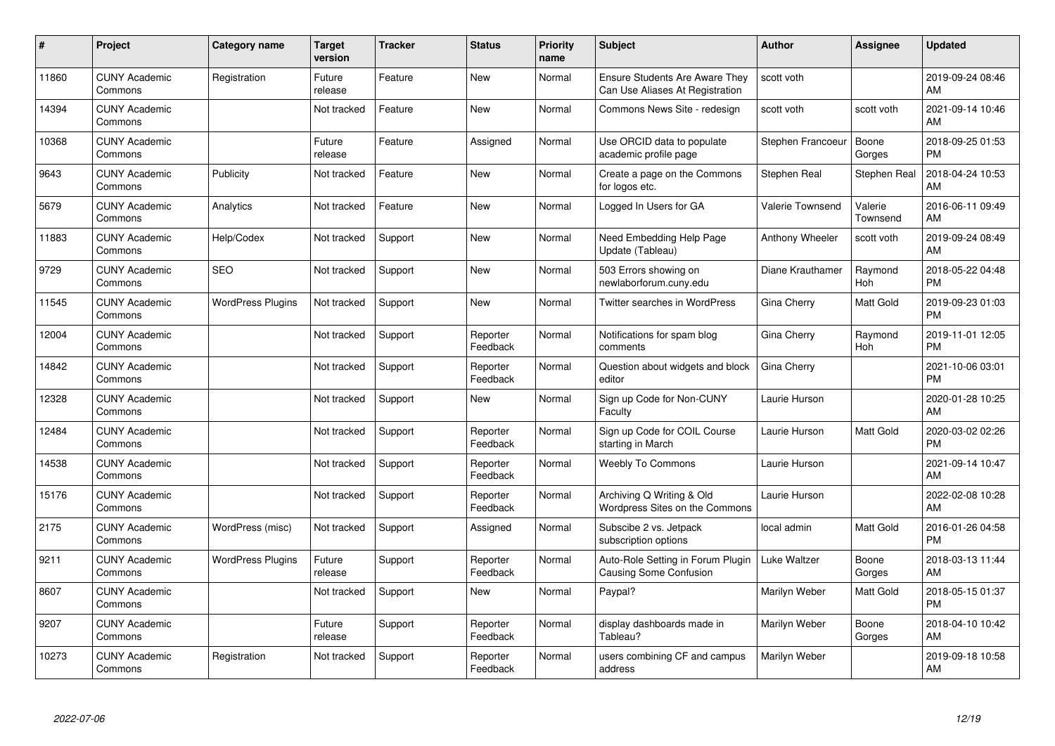| # | Project | Category name | Target version | Tracker | Status | Priority name | Subject | Author | Assignee | Updated |
|---|---|---|---|---|---|---|---|---|---|---|
| 11860 | CUNY Academic Commons | Registration | Future release | Feature | New | Normal | Ensure Students Are Aware They Can Use Aliases At Registration | scott voth | | 2019-09-24 08:46 AM |
| 14394 | CUNY Academic Commons | | Not tracked | Feature | New | Normal | Commons News Site - redesign | scott voth | scott voth | 2021-09-14 10:46 AM |
| 10368 | CUNY Academic Commons | | Future release | Feature | Assigned | Normal | Use ORCID data to populate academic profile page | Stephen Francoeur | Boone Gorges | 2018-09-25 01:53 PM |
| 9643 | CUNY Academic Commons | Publicity | Not tracked | Feature | New | Normal | Create a page on the Commons for logos etc. | Stephen Real | Stephen Real | 2018-04-24 10:53 AM |
| 5679 | CUNY Academic Commons | Analytics | Not tracked | Feature | New | Normal | Logged In Users for GA | Valerie Townsend | Valerie Townsend | 2016-06-11 09:49 AM |
| 11883 | CUNY Academic Commons | Help/Codex | Not tracked | Support | New | Normal | Need Embedding Help Page Update (Tableau) | Anthony Wheeler | scott voth | 2019-09-24 08:49 AM |
| 9729 | CUNY Academic Commons | SEO | Not tracked | Support | New | Normal | 503 Errors showing on newlaborforum.cuny.edu | Diane Krauthamer | Raymond Hoh | 2018-05-22 04:48 PM |
| 11545 | CUNY Academic Commons | WordPress Plugins | Not tracked | Support | New | Normal | Twitter searches in WordPress | Gina Cherry | Matt Gold | 2019-09-23 01:03 PM |
| 12004 | CUNY Academic Commons | | Not tracked | Support | Reporter Feedback | Normal | Notifications for spam blog comments | Gina Cherry | Raymond Hoh | 2019-11-01 12:05 PM |
| 14842 | CUNY Academic Commons | | Not tracked | Support | Reporter Feedback | Normal | Question about widgets and block editor | Gina Cherry | | 2021-10-06 03:01 PM |
| 12328 | CUNY Academic Commons | | Not tracked | Support | New | Normal | Sign up Code for Non-CUNY Faculty | Laurie Hurson | | 2020-01-28 10:25 AM |
| 12484 | CUNY Academic Commons | | Not tracked | Support | Reporter Feedback | Normal | Sign up Code for COIL Course starting in March | Laurie Hurson | Matt Gold | 2020-03-02 02:26 PM |
| 14538 | CUNY Academic Commons | | Not tracked | Support | Reporter Feedback | Normal | Weebly To Commons | Laurie Hurson | | 2021-09-14 10:47 AM |
| 15176 | CUNY Academic Commons | | Not tracked | Support | Reporter Feedback | Normal | Archiving Q Writing & Old Wordpress Sites on the Commons | Laurie Hurson | | 2022-02-08 10:28 AM |
| 2175 | CUNY Academic Commons | WordPress (misc) | Not tracked | Support | Assigned | Normal | Subscibe 2 vs. Jetpack subscription options | local admin | Matt Gold | 2016-01-26 04:58 PM |
| 9211 | CUNY Academic Commons | WordPress Plugins | Future release | Support | Reporter Feedback | Normal | Auto-Role Setting in Forum Plugin Causing Some Confusion | Luke Waltzer | Boone Gorges | 2018-03-13 11:44 AM |
| 8607 | CUNY Academic Commons | | Not tracked | Support | New | Normal | Paypal? | Marilyn Weber | Matt Gold | 2018-05-15 01:37 PM |
| 9207 | CUNY Academic Commons | | Future release | Support | Reporter Feedback | Normal | display dashboards made in Tableau? | Marilyn Weber | Boone Gorges | 2018-04-10 10:42 AM |
| 10273 | CUNY Academic Commons | Registration | Not tracked | Support | Reporter Feedback | Normal | users combining CF and campus address | Marilyn Weber | | 2019-09-18 10:58 AM |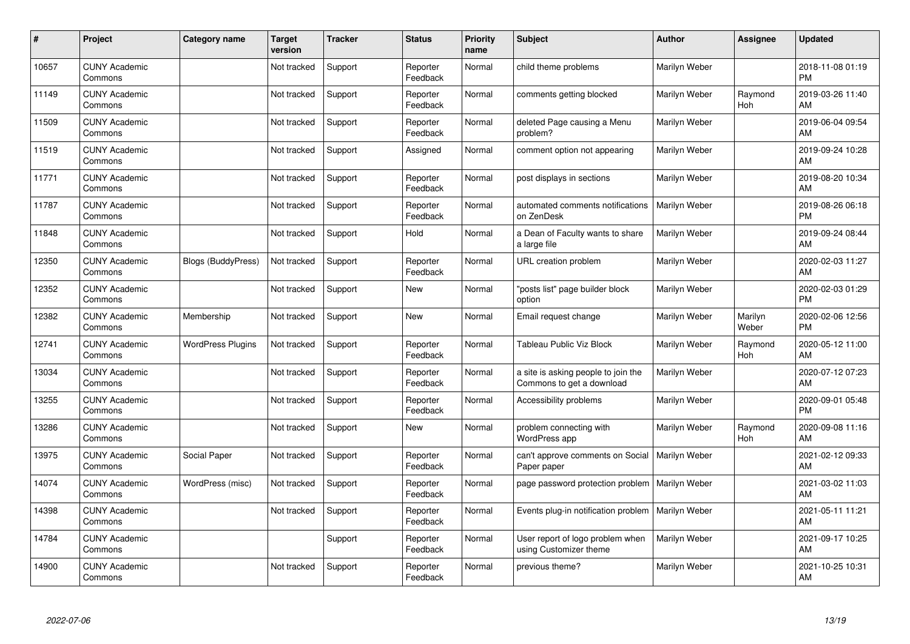| # | Project | Category name | Target version | Tracker | Status | Priority name | Subject | Author | Assignee | Updated |
|---|---|---|---|---|---|---|---|---|---|---|
| 10657 | CUNY Academic Commons | | Not tracked | Support | Reporter Feedback | Normal | child theme problems | Marilyn Weber | | 2018-11-08 01:19 PM |
| 11149 | CUNY Academic Commons | | Not tracked | Support | Reporter Feedback | Normal | comments getting blocked | Marilyn Weber | Raymond Hoh | 2019-03-26 11:40 AM |
| 11509 | CUNY Academic Commons | | Not tracked | Support | Reporter Feedback | Normal | deleted Page causing a Menu problem? | Marilyn Weber | | 2019-06-04 09:54 AM |
| 11519 | CUNY Academic Commons | | Not tracked | Support | Assigned | Normal | comment option not appearing | Marilyn Weber | | 2019-09-24 10:28 AM |
| 11771 | CUNY Academic Commons | | Not tracked | Support | Reporter Feedback | Normal | post displays in sections | Marilyn Weber | | 2019-08-20 10:34 AM |
| 11787 | CUNY Academic Commons | | Not tracked | Support | Reporter Feedback | Normal | automated comments notifications on ZenDesk | Marilyn Weber | | 2019-08-26 06:18 PM |
| 11848 | CUNY Academic Commons | | Not tracked | Support | Hold | Normal | a Dean of Faculty wants to share a large file | Marilyn Weber | | 2019-09-24 08:44 AM |
| 12350 | CUNY Academic Commons | Blogs (BuddyPress) | Not tracked | Support | Reporter Feedback | Normal | URL creation problem | Marilyn Weber | | 2020-02-03 11:27 AM |
| 12352 | CUNY Academic Commons | | Not tracked | Support | New | Normal | "posts list" page builder block option | Marilyn Weber | | 2020-02-03 01:29 PM |
| 12382 | CUNY Academic Commons | Membership | Not tracked | Support | New | Normal | Email request change | Marilyn Weber | Marilyn Weber | 2020-02-06 12:56 PM |
| 12741 | CUNY Academic Commons | WordPress Plugins | Not tracked | Support | Reporter Feedback | Normal | Tableau Public Viz Block | Marilyn Weber | Raymond Hoh | 2020-05-12 11:00 AM |
| 13034 | CUNY Academic Commons | | Not tracked | Support | Reporter Feedback | Normal | a site is asking people to join the Commons to get a download | Marilyn Weber | | 2020-07-12 07:23 AM |
| 13255 | CUNY Academic Commons | | Not tracked | Support | Reporter Feedback | Normal | Accessibility problems | Marilyn Weber | | 2020-09-01 05:48 PM |
| 13286 | CUNY Academic Commons | | Not tracked | Support | New | Normal | problem connecting with WordPress app | Marilyn Weber | Raymond Hoh | 2020-09-08 11:16 AM |
| 13975 | CUNY Academic Commons | Social Paper | Not tracked | Support | Reporter Feedback | Normal | can't approve comments on Social Paper paper | Marilyn Weber | | 2021-02-12 09:33 AM |
| 14074 | CUNY Academic Commons | WordPress (misc) | Not tracked | Support | Reporter Feedback | Normal | page password protection problem | Marilyn Weber | | 2021-03-02 11:03 AM |
| 14398 | CUNY Academic Commons | | Not tracked | Support | Reporter Feedback | Normal | Events plug-in notification problem | Marilyn Weber | | 2021-05-11 11:21 AM |
| 14784 | CUNY Academic Commons | | | Support | Reporter Feedback | Normal | User report of logo problem when using Customizer theme | Marilyn Weber | | 2021-09-17 10:25 AM |
| 14900 | CUNY Academic Commons | | Not tracked | Support | Reporter Feedback | Normal | previous theme? | Marilyn Weber | | 2021-10-25 10:31 AM |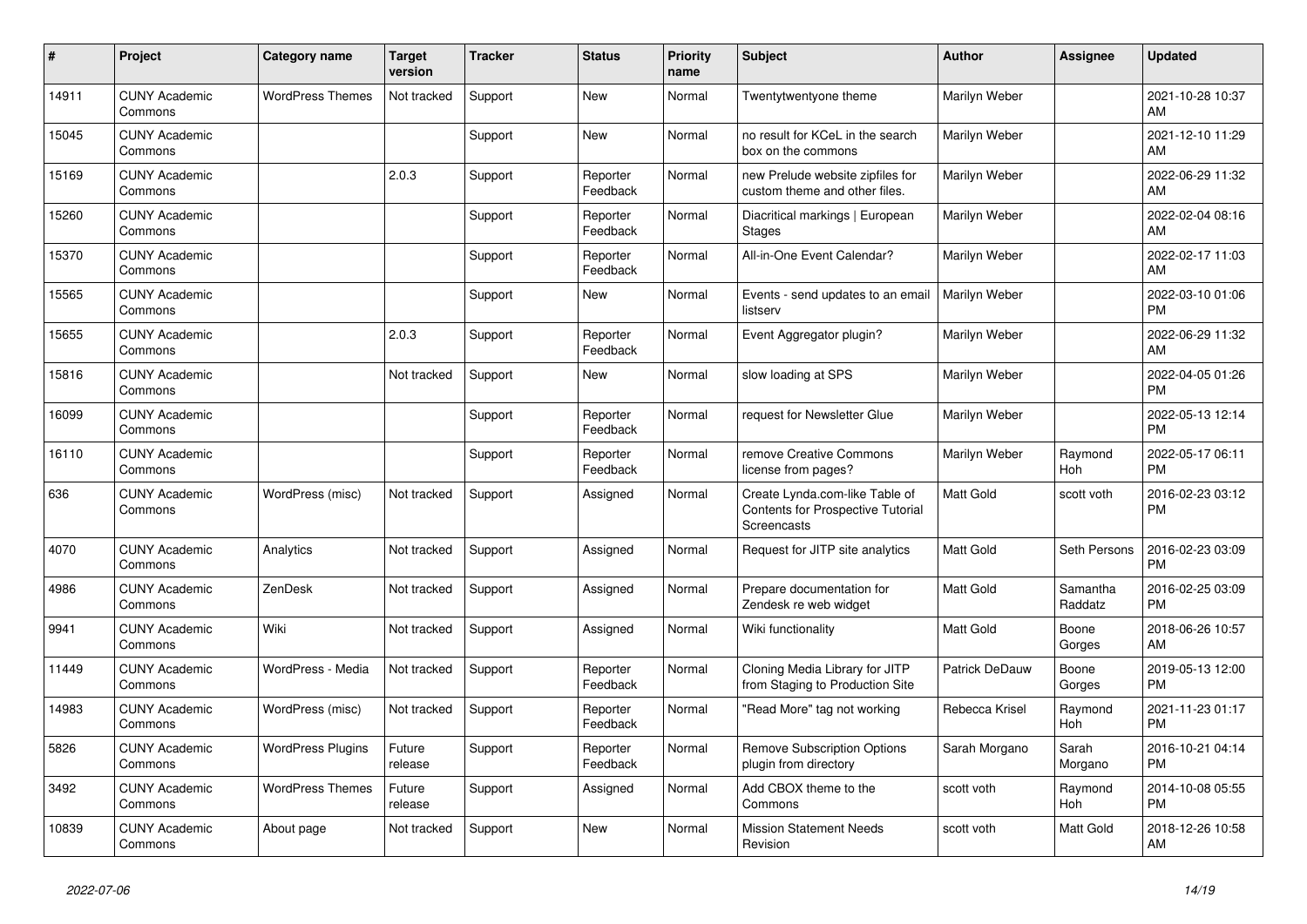| # | Project | Category name | Target version | Tracker | Status | Priority name | Subject | Author | Assignee | Updated |
|---|---|---|---|---|---|---|---|---|---|---|
| 14911 | CUNY Academic Commons | WordPress Themes | Not tracked | Support | New | Normal | Twentytwentyone theme | Marilyn Weber | | 2021-10-28 10:37 AM |
| 15045 | CUNY Academic Commons | | | Support | New | Normal | no result for KCeL in the search box on the commons | Marilyn Weber | | 2021-12-10 11:29 AM |
| 15169 | CUNY Academic Commons | | 2.0.3 | Support | Reporter Feedback | Normal | new Prelude website zipfiles for custom theme and other files. | Marilyn Weber | | 2022-06-29 11:32 AM |
| 15260 | CUNY Academic Commons | | | Support | Reporter Feedback | Normal | Diacritical markings \| European Stages | Marilyn Weber | | 2022-02-04 08:16 AM |
| 15370 | CUNY Academic Commons | | | Support | Reporter Feedback | Normal | All-in-One Event Calendar? | Marilyn Weber | | 2022-02-17 11:03 AM |
| 15565 | CUNY Academic Commons | | | Support | New | Normal | Events - send updates to an email listserv | Marilyn Weber | | 2022-03-10 01:06 PM |
| 15655 | CUNY Academic Commons | | 2.0.3 | Support | Reporter Feedback | Normal | Event Aggregator plugin? | Marilyn Weber | | 2022-06-29 11:32 AM |
| 15816 | CUNY Academic Commons | | Not tracked | Support | New | Normal | slow loading at SPS | Marilyn Weber | | 2022-04-05 01:26 PM |
| 16099 | CUNY Academic Commons | | | Support | Reporter Feedback | Normal | request for Newsletter Glue | Marilyn Weber | | 2022-05-13 12:14 PM |
| 16110 | CUNY Academic Commons | | | Support | Reporter Feedback | Normal | remove Creative Commons license from pages? | Marilyn Weber | Raymond Hoh | 2022-05-17 06:11 PM |
| 636 | CUNY Academic Commons | WordPress (misc) | Not tracked | Support | Assigned | Normal | Create Lynda.com-like Table of Contents for Prospective Tutorial Screencasts | Matt Gold | scott voth | 2016-02-23 03:12 PM |
| 4070 | CUNY Academic Commons | Analytics | Not tracked | Support | Assigned | Normal | Request for JITP site analytics | Matt Gold | Seth Persons | 2016-02-23 03:09 PM |
| 4986 | CUNY Academic Commons | ZenDesk | Not tracked | Support | Assigned | Normal | Prepare documentation for Zendesk re web widget | Matt Gold | Samantha Raddatz | 2016-02-25 03:09 PM |
| 9941 | CUNY Academic Commons | Wiki | Not tracked | Support | Assigned | Normal | Wiki functionality | Matt Gold | Boone Gorges | 2018-06-26 10:57 AM |
| 11449 | CUNY Academic Commons | WordPress - Media | Not tracked | Support | Reporter Feedback | Normal | Cloning Media Library for JITP from Staging to Production Site | Patrick DeDauw | Boone Gorges | 2019-05-13 12:00 PM |
| 14983 | CUNY Academic Commons | WordPress (misc) | Not tracked | Support | Reporter Feedback | Normal | "Read More" tag not working | Rebecca Krisel | Raymond Hoh | 2021-11-23 01:17 PM |
| 5826 | CUNY Academic Commons | WordPress Plugins | Future release | Support | Reporter Feedback | Normal | Remove Subscription Options plugin from directory | Sarah Morgano | Sarah Morgano | 2016-10-21 04:14 PM |
| 3492 | CUNY Academic Commons | WordPress Themes | Future release | Support | Assigned | Normal | Add CBOX theme to the Commons | scott voth | Raymond Hoh | 2014-10-08 05:55 PM |
| 10839 | CUNY Academic Commons | About page | Not tracked | Support | New | Normal | Mission Statement Needs Revision | scott voth | Matt Gold | 2018-12-26 10:58 AM |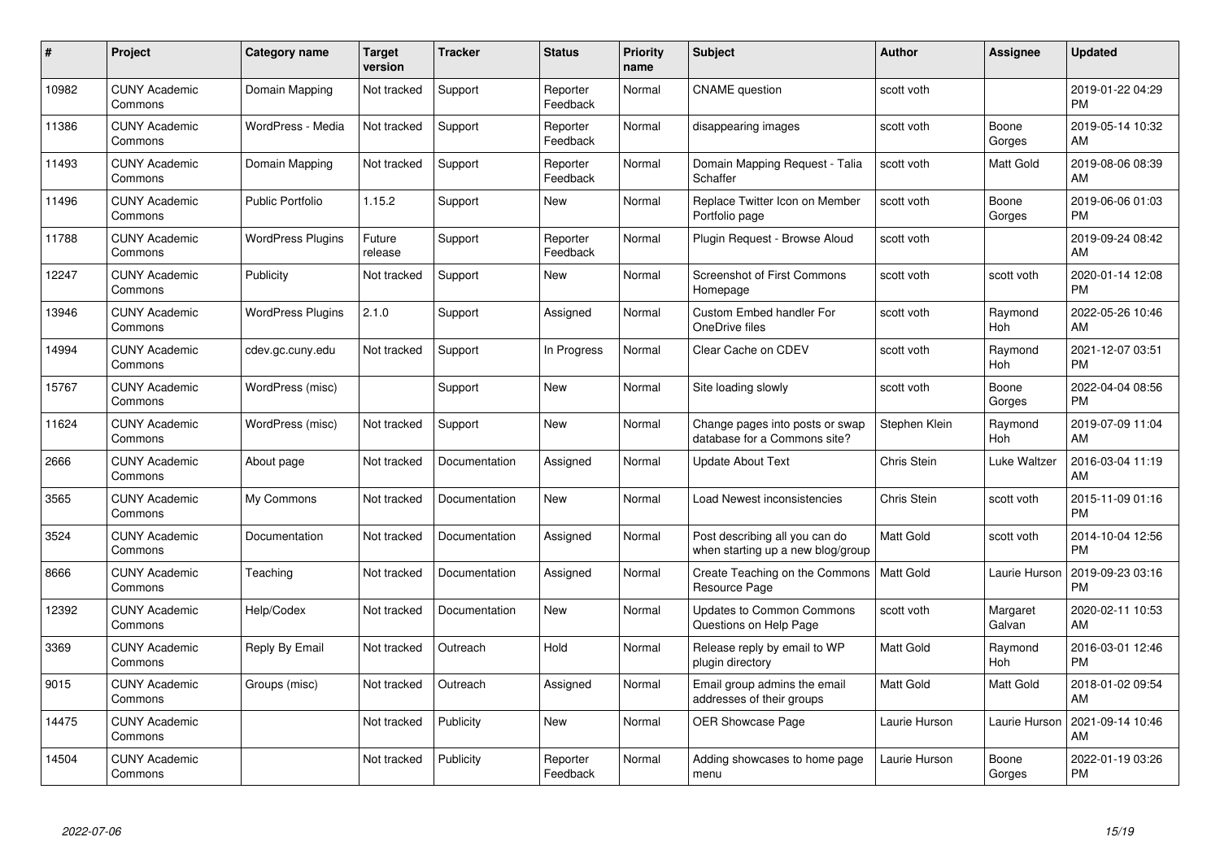| # | Project | Category name | Target version | Tracker | Status | Priority name | Subject | Author | Assignee | Updated |
|---|---|---|---|---|---|---|---|---|---|---|
| 10982 | CUNY Academic Commons | Domain Mapping | Not tracked | Support | Reporter Feedback | Normal | CNAME question | scott voth | | 2019-01-22 04:29 PM |
| 11386 | CUNY Academic Commons | WordPress - Media | Not tracked | Support | Reporter Feedback | Normal | disappearing images | scott voth | Boone Gorges | 2019-05-14 10:32 AM |
| 11493 | CUNY Academic Commons | Domain Mapping | Not tracked | Support | Reporter Feedback | Normal | Domain Mapping Request - Talia Schaffer | scott voth | Matt Gold | 2019-08-06 08:39 AM |
| 11496 | CUNY Academic Commons | Public Portfolio | 1.15.2 | Support | New | Normal | Replace Twitter Icon on Member Portfolio page | scott voth | Boone Gorges | 2019-06-06 01:03 PM |
| 11788 | CUNY Academic Commons | WordPress Plugins | Future release | Support | Reporter Feedback | Normal | Plugin Request - Browse Aloud | scott voth | | 2019-09-24 08:42 AM |
| 12247 | CUNY Academic Commons | Publicity | Not tracked | Support | New | Normal | Screenshot of First Commons Homepage | scott voth | scott voth | 2020-01-14 12:08 PM |
| 13946 | CUNY Academic Commons | WordPress Plugins | 2.1.0 | Support | Assigned | Normal | Custom Embed handler For OneDrive files | scott voth | Raymond Hoh | 2022-05-26 10:46 AM |
| 14994 | CUNY Academic Commons | cdev.gc.cuny.edu | Not tracked | Support | In Progress | Normal | Clear Cache on CDEV | scott voth | Raymond Hoh | 2021-12-07 03:51 PM |
| 15767 | CUNY Academic Commons | WordPress (misc) | | Support | New | Normal | Site loading slowly | scott voth | Boone Gorges | 2022-04-04 08:56 PM |
| 11624 | CUNY Academic Commons | WordPress (misc) | Not tracked | Support | New | Normal | Change pages into posts or swap database for a Commons site? | Stephen Klein | Raymond Hoh | 2019-07-09 11:04 AM |
| 2666 | CUNY Academic Commons | About page | Not tracked | Documentation | Assigned | Normal | Update About Text | Chris Stein | Luke Waltzer | 2016-03-04 11:19 AM |
| 3565 | CUNY Academic Commons | My Commons | Not tracked | Documentation | New | Normal | Load Newest inconsistencies | Chris Stein | scott voth | 2015-11-09 01:16 PM |
| 3524 | CUNY Academic Commons | Documentation | Not tracked | Documentation | Assigned | Normal | Post describing all you can do when starting up a new blog/group | Matt Gold | scott voth | 2014-10-04 12:56 PM |
| 8666 | CUNY Academic Commons | Teaching | Not tracked | Documentation | Assigned | Normal | Create Teaching on the Commons Resource Page | Matt Gold | Laurie Hurson | 2019-09-23 03:16 PM |
| 12392 | CUNY Academic Commons | Help/Codex | Not tracked | Documentation | New | Normal | Updates to Common Commons Questions on Help Page | scott voth | Margaret Galvan | 2020-02-11 10:53 AM |
| 3369 | CUNY Academic Commons | Reply By Email | Not tracked | Outreach | Hold | Normal | Release reply by email to WP plugin directory | Matt Gold | Raymond Hoh | 2016-03-01 12:46 PM |
| 9015 | CUNY Academic Commons | Groups (misc) | Not tracked | Outreach | Assigned | Normal | Email group admins the email addresses of their groups | Matt Gold | Matt Gold | 2018-01-02 09:54 AM |
| 14475 | CUNY Academic Commons | | Not tracked | Publicity | New | Normal | OER Showcase Page | Laurie Hurson | Laurie Hurson | 2021-09-14 10:46 AM |
| 14504 | CUNY Academic Commons | | Not tracked | Publicity | Reporter Feedback | Normal | Adding showcases to home page menu | Laurie Hurson | Boone Gorges | 2022-01-19 03:26 PM |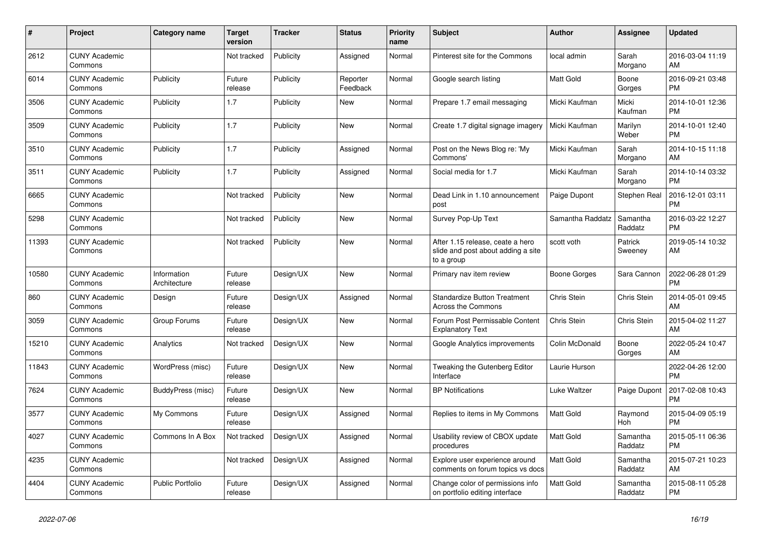| # | Project | Category name | Target version | Tracker | Status | Priority name | Subject | Author | Assignee | Updated |
|---|---|---|---|---|---|---|---|---|---|---|
| 2612 | CUNY Academic Commons | | Not tracked | Publicity | Assigned | Normal | Pinterest site for the Commons | local admin | Sarah Morgano | 2016-03-04 11:19 AM |
| 6014 | CUNY Academic Commons | Publicity | Future release | Publicity | Reporter Feedback | Normal | Google search listing | Matt Gold | Boone Gorges | 2016-09-21 03:48 PM |
| 3506 | CUNY Academic Commons | Publicity | 1.7 | Publicity | New | Normal | Prepare 1.7 email messaging | Micki Kaufman | Micki Kaufman | 2014-10-01 12:36 PM |
| 3509 | CUNY Academic Commons | Publicity | 1.7 | Publicity | New | Normal | Create 1.7 digital signage imagery | Micki Kaufman | Marilyn Weber | 2014-10-01 12:40 PM |
| 3510 | CUNY Academic Commons | Publicity | 1.7 | Publicity | Assigned | Normal | Post on the News Blog re: 'My Commons' | Micki Kaufman | Sarah Morgano | 2014-10-15 11:18 AM |
| 3511 | CUNY Academic Commons | Publicity | 1.7 | Publicity | Assigned | Normal | Social media for 1.7 | Micki Kaufman | Sarah Morgano | 2014-10-14 03:32 PM |
| 6665 | CUNY Academic Commons | | Not tracked | Publicity | New | Normal | Dead Link in 1.10 announcement post | Paige Dupont | Stephen Real | 2016-12-01 03:11 PM |
| 5298 | CUNY Academic Commons | | Not tracked | Publicity | New | Normal | Survey Pop-Up Text | Samantha Raddatz | Samantha Raddatz | 2016-03-22 12:27 PM |
| 11393 | CUNY Academic Commons | | Not tracked | Publicity | New | Normal | After 1.15 release, ceate a hero slide and post about adding a site to a group | scott voth | Patrick Sweeney | 2019-05-14 10:32 AM |
| 10580 | CUNY Academic Commons | Information Architecture | Future release | Design/UX | New | Normal | Primary nav item review | Boone Gorges | Sara Cannon | 2022-06-28 01:29 PM |
| 860 | CUNY Academic Commons | Design | Future release | Design/UX | Assigned | Normal | Standardize Button Treatment Across the Commons | Chris Stein | Chris Stein | 2014-05-01 09:45 AM |
| 3059 | CUNY Academic Commons | Group Forums | Future release | Design/UX | New | Normal | Forum Post Permissable Content Explanatory Text | Chris Stein | Chris Stein | 2015-04-02 11:27 AM |
| 15210 | CUNY Academic Commons | Analytics | Not tracked | Design/UX | New | Normal | Google Analytics improvements | Colin McDonald | Boone Gorges | 2022-05-24 10:47 AM |
| 11843 | CUNY Academic Commons | WordPress (misc) | Future release | Design/UX | New | Normal | Tweaking the Gutenberg Editor Interface | Laurie Hurson | | 2022-04-26 12:00 PM |
| 7624 | CUNY Academic Commons | BuddyPress (misc) | Future release | Design/UX | New | Normal | BP Notifications | Luke Waltzer | Paige Dupont | 2017-02-08 10:43 PM |
| 3577 | CUNY Academic Commons | My Commons | Future release | Design/UX | Assigned | Normal | Replies to items in My Commons | Matt Gold | Raymond Hoh | 2015-04-09 05:19 PM |
| 4027 | CUNY Academic Commons | Commons In A Box | Not tracked | Design/UX | Assigned | Normal | Usability review of CBOX update procedures | Matt Gold | Samantha Raddatz | 2015-05-11 06:36 PM |
| 4235 | CUNY Academic Commons | | Not tracked | Design/UX | Assigned | Normal | Explore user experience around comments on forum topics vs docs | Matt Gold | Samantha Raddatz | 2015-07-21 10:23 AM |
| 4404 | CUNY Academic Commons | Public Portfolio | Future release | Design/UX | Assigned | Normal | Change color of permissions info on portfolio editing interface | Matt Gold | Samantha Raddatz | 2015-08-11 05:28 PM |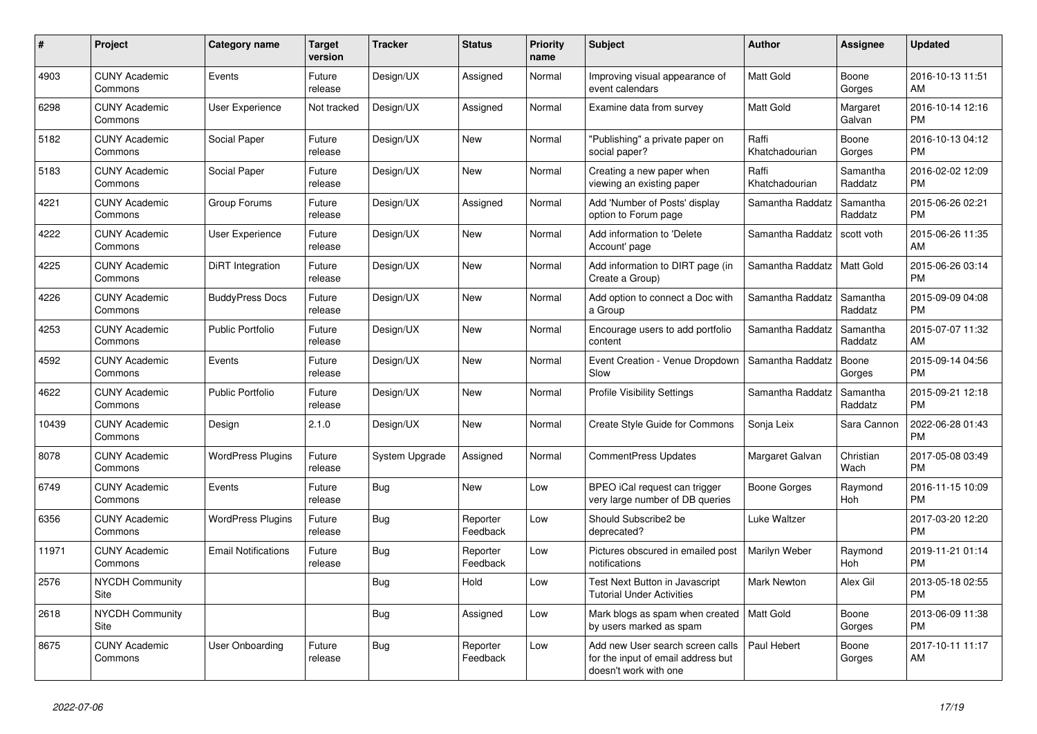| # | Project | Category name | Target version | Tracker | Status | Priority name | Subject | Author | Assignee | Updated |
|---|---|---|---|---|---|---|---|---|---|---|
| 4903 | CUNY Academic Commons | Events | Future release | Design/UX | Assigned | Normal | Improving visual appearance of event calendars | Matt Gold | Boone Gorges | 2016-10-13 11:51 AM |
| 6298 | CUNY Academic Commons | User Experience | Not tracked | Design/UX | Assigned | Normal | Examine data from survey | Matt Gold | Margaret Galvan | 2016-10-14 12:16 PM |
| 5182 | CUNY Academic Commons | Social Paper | Future release | Design/UX | New | Normal | "Publishing" a private paper on social paper? | Raffi Khatchadourian | Boone Gorges | 2016-10-13 04:12 PM |
| 5183 | CUNY Academic Commons | Social Paper | Future release | Design/UX | New | Normal | Creating a new paper when viewing an existing paper | Raffi Khatchadourian | Samantha Raddatz | 2016-02-02 12:09 PM |
| 4221 | CUNY Academic Commons | Group Forums | Future release | Design/UX | Assigned | Normal | Add 'Number of Posts' display option to Forum page | Samantha Raddatz | Samantha Raddatz | 2015-06-26 02:21 PM |
| 4222 | CUNY Academic Commons | User Experience | Future release | Design/UX | New | Normal | Add information to 'Delete Account' page | Samantha Raddatz | scott voth | 2015-06-26 11:35 AM |
| 4225 | CUNY Academic Commons | DiRT Integration | Future release | Design/UX | New | Normal | Add information to DIRT page (in Create a Group) | Samantha Raddatz | Matt Gold | 2015-06-26 03:14 PM |
| 4226 | CUNY Academic Commons | BuddyPress Docs | Future release | Design/UX | New | Normal | Add option to connect a Doc with a Group | Samantha Raddatz | Samantha Raddatz | 2015-09-09 04:08 PM |
| 4253 | CUNY Academic Commons | Public Portfolio | Future release | Design/UX | New | Normal | Encourage users to add portfolio content | Samantha Raddatz | Samantha Raddatz | 2015-07-07 11:32 AM |
| 4592 | CUNY Academic Commons | Events | Future release | Design/UX | New | Normal | Event Creation - Venue Dropdown Slow | Samantha Raddatz | Boone Gorges | 2015-09-14 04:56 PM |
| 4622 | CUNY Academic Commons | Public Portfolio | Future release | Design/UX | New | Normal | Profile Visibility Settings | Samantha Raddatz | Samantha Raddatz | 2015-09-21 12:18 PM |
| 10439 | CUNY Academic Commons | Design | 2.1.0 | Design/UX | New | Normal | Create Style Guide for Commons | Sonja Leix | Sara Cannon | 2022-06-28 01:43 PM |
| 8078 | CUNY Academic Commons | WordPress Plugins | Future release | System Upgrade | Assigned | Normal | CommentPress Updates | Margaret Galvan | Christian Wach | 2017-05-08 03:49 PM |
| 6749 | CUNY Academic Commons | Events | Future release | Bug | New | Low | BPEO iCal request can trigger very large number of DB queries | Boone Gorges | Raymond Hoh | 2016-11-15 10:09 PM |
| 6356 | CUNY Academic Commons | WordPress Plugins | Future release | Bug | Reporter Feedback | Low | Should Subscribe2 be deprecated? | Luke Waltzer | | 2017-03-20 12:20 PM |
| 11971 | CUNY Academic Commons | Email Notifications | Future release | Bug | Reporter Feedback | Low | Pictures obscured in emailed post notifications | Marilyn Weber | Raymond Hoh | 2019-11-21 01:14 PM |
| 2576 | NYCDH Community Site | | | Bug | Hold | Low | Test Next Button in Javascript Tutorial Under Activities | Mark Newton | Alex Gil | 2013-05-18 02:55 PM |
| 2618 | NYCDH Community Site | | | Bug | Assigned | Low | Mark blogs as spam when created by users marked as spam | Matt Gold | Boone Gorges | 2013-06-09 11:38 PM |
| 8675 | CUNY Academic Commons | User Onboarding | Future release | Bug | Reporter Feedback | Low | Add new User search screen calls for the input of email address but doesn't work with one | Paul Hebert | Boone Gorges | 2017-10-11 11:17 AM |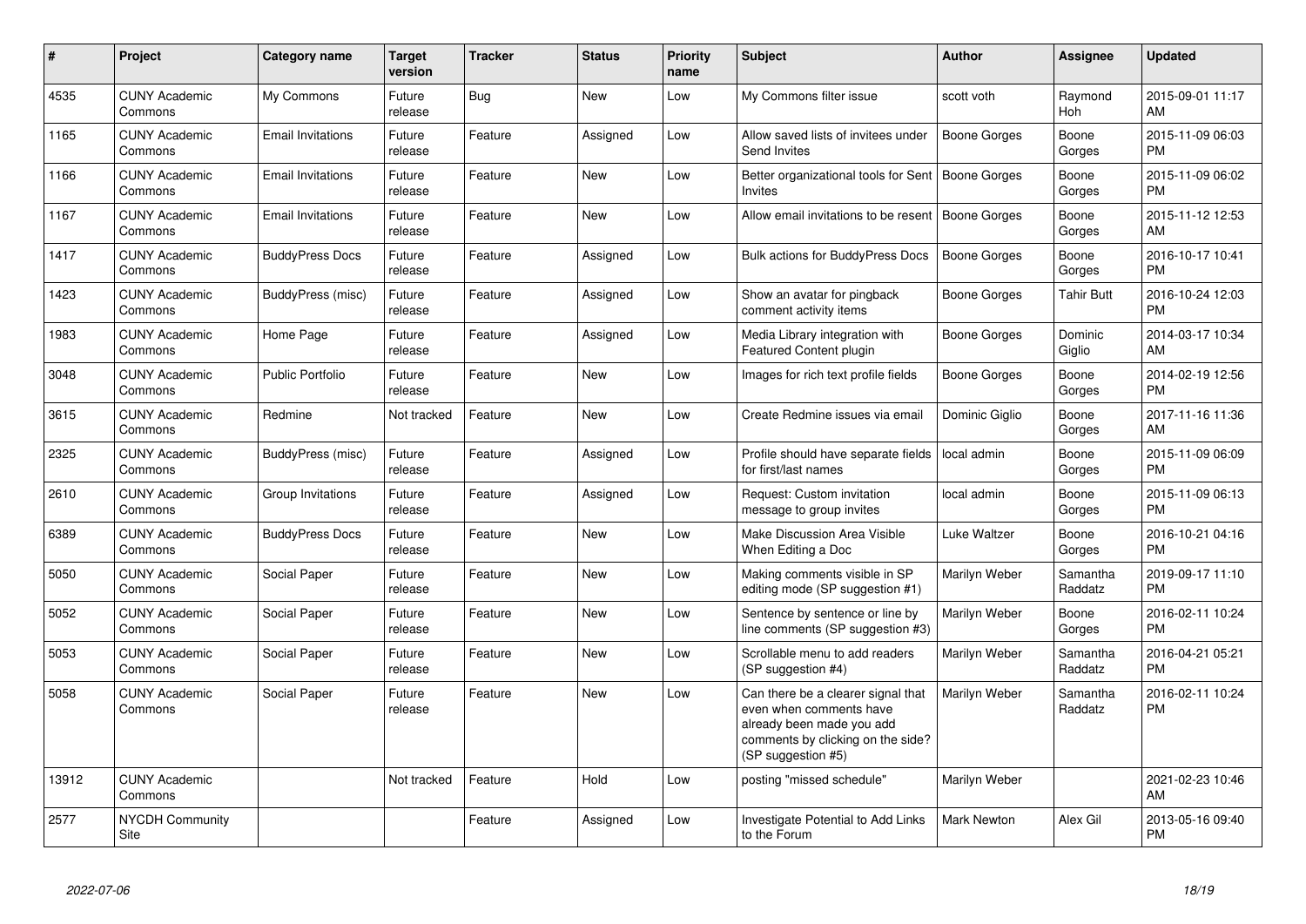| # | Project | Category name | Target version | Tracker | Status | Priority name | Subject | Author | Assignee | Updated |
|---|---|---|---|---|---|---|---|---|---|---|
| 4535 | CUNY Academic Commons | My Commons | Future release | Bug | New | Low | My Commons filter issue | scott voth | Raymond Hoh | 2015-09-01 11:17 AM |
| 1165 | CUNY Academic Commons | Email Invitations | Future release | Feature | Assigned | Low | Allow saved lists of invitees under Send Invites | Boone Gorges | Boone Gorges | 2015-11-09 06:03 PM |
| 1166 | CUNY Academic Commons | Email Invitations | Future release | Feature | New | Low | Better organizational tools for Sent Invites | Boone Gorges | Boone Gorges | 2015-11-09 06:02 PM |
| 1167 | CUNY Academic Commons | Email Invitations | Future release | Feature | New | Low | Allow email invitations to be resent | Boone Gorges | Boone Gorges | 2015-11-12 12:53 AM |
| 1417 | CUNY Academic Commons | BuddyPress Docs | Future release | Feature | Assigned | Low | Bulk actions for BuddyPress Docs | Boone Gorges | Boone Gorges | 2016-10-17 10:41 PM |
| 1423 | CUNY Academic Commons | BuddyPress (misc) | Future release | Feature | Assigned | Low | Show an avatar for pingback comment activity items | Boone Gorges | Tahir Butt | 2016-10-24 12:03 PM |
| 1983 | CUNY Academic Commons | Home Page | Future release | Feature | Assigned | Low | Media Library integration with Featured Content plugin | Boone Gorges | Dominic Giglio | 2014-03-17 10:34 AM |
| 3048 | CUNY Academic Commons | Public Portfolio | Future release | Feature | New | Low | Images for rich text profile fields | Boone Gorges | Boone Gorges | 2014-02-19 12:56 PM |
| 3615 | CUNY Academic Commons | Redmine | Not tracked | Feature | New | Low | Create Redmine issues via email | Dominic Giglio | Boone Gorges | 2017-11-16 11:36 AM |
| 2325 | CUNY Academic Commons | BuddyPress (misc) | Future release | Feature | Assigned | Low | Profile should have separate fields for first/last names | local admin | Boone Gorges | 2015-11-09 06:09 PM |
| 2610 | CUNY Academic Commons | Group Invitations | Future release | Feature | Assigned | Low | Request: Custom invitation message to group invites | local admin | Boone Gorges | 2015-11-09 06:13 PM |
| 6389 | CUNY Academic Commons | BuddyPress Docs | Future release | Feature | New | Low | Make Discussion Area Visible When Editing a Doc | Luke Waltzer | Boone Gorges | 2016-10-21 04:16 PM |
| 5050 | CUNY Academic Commons | Social Paper | Future release | Feature | New | Low | Making comments visible in SP editing mode (SP suggestion #1) | Marilyn Weber | Samantha Raddatz | 2019-09-17 11:10 PM |
| 5052 | CUNY Academic Commons | Social Paper | Future release | Feature | New | Low | Sentence by sentence or line by line comments (SP suggestion #3) | Marilyn Weber | Boone Gorges | 2016-02-11 10:24 PM |
| 5053 | CUNY Academic Commons | Social Paper | Future release | Feature | New | Low | Scrollable menu to add readers (SP suggestion #4) | Marilyn Weber | Samantha Raddatz | 2016-04-21 05:21 PM |
| 5058 | CUNY Academic Commons | Social Paper | Future release | Feature | New | Low | Can there be a clearer signal that even when comments have already been made you add comments by clicking on the side? (SP suggestion #5) | Marilyn Weber | Samantha Raddatz | 2016-02-11 10:24 PM |
| 13912 | CUNY Academic Commons | | Not tracked | Feature | Hold | Low | posting "missed schedule" | Marilyn Weber | | 2021-02-23 10:46 AM |
| 2577 | NYCDH Community Site | | | Feature | Assigned | Low | Investigate Potential to Add Links to the Forum | Mark Newton | Alex Gil | 2013-05-16 09:40 PM |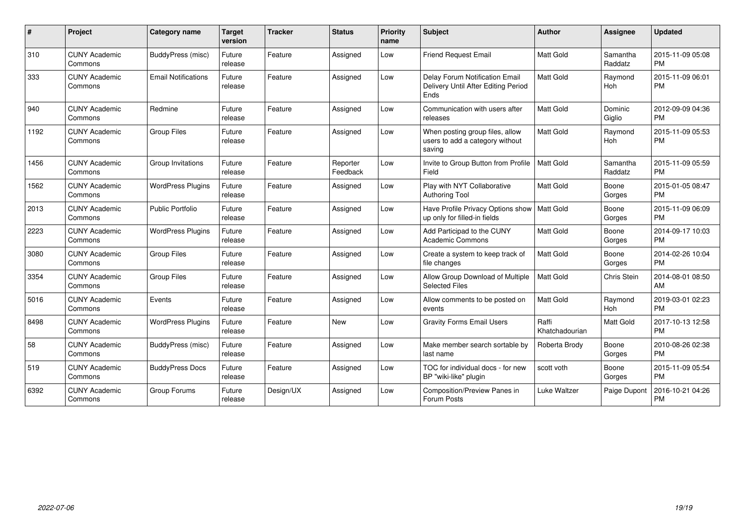| # | Project | Category name | Target version | Tracker | Status | Priority name | Subject | Author | Assignee | Updated |
|---|---|---|---|---|---|---|---|---|---|---|
| 310 | CUNY Academic Commons | BuddyPress (misc) | Future release | Feature | Assigned | Low | Friend Request Email | Matt Gold | Samantha Raddatz | 2015-11-09 05:08 PM |
| 333 | CUNY Academic Commons | Email Notifications | Future release | Feature | Assigned | Low | Delay Forum Notification Email Delivery Until After Editing Period Ends | Matt Gold | Raymond Hoh | 2015-11-09 06:01 PM |
| 940 | CUNY Academic Commons | Redmine | Future release | Feature | Assigned | Low | Communication with users after releases | Matt Gold | Dominic Giglio | 2012-09-09 04:36 PM |
| 1192 | CUNY Academic Commons | Group Files | Future release | Feature | Assigned | Low | When posting group files, allow users to add a category without saving | Matt Gold | Raymond Hoh | 2015-11-09 05:53 PM |
| 1456 | CUNY Academic Commons | Group Invitations | Future release | Feature | Reporter Feedback | Low | Invite to Group Button from Profile Field | Matt Gold | Samantha Raddatz | 2015-11-09 05:59 PM |
| 1562 | CUNY Academic Commons | WordPress Plugins | Future release | Feature | Assigned | Low | Play with NYT Collaborative Authoring Tool | Matt Gold | Boone Gorges | 2015-01-05 08:47 PM |
| 2013 | CUNY Academic Commons | Public Portfolio | Future release | Feature | Assigned | Low | Have Profile Privacy Options show up only for filled-in fields | Matt Gold | Boone Gorges | 2015-11-09 06:09 PM |
| 2223 | CUNY Academic Commons | WordPress Plugins | Future release | Feature | Assigned | Low | Add Participad to the CUNY Academic Commons | Matt Gold | Boone Gorges | 2014-09-17 10:03 PM |
| 3080 | CUNY Academic Commons | Group Files | Future release | Feature | Assigned | Low | Create a system to keep track of file changes | Matt Gold | Boone Gorges | 2014-02-26 10:04 PM |
| 3354 | CUNY Academic Commons | Group Files | Future release | Feature | Assigned | Low | Allow Group Download of Multiple Selected Files | Matt Gold | Chris Stein | 2014-08-01 08:50 AM |
| 5016 | CUNY Academic Commons | Events | Future release | Feature | Assigned | Low | Allow comments to be posted on events | Matt Gold | Raymond Hoh | 2019-03-01 02:23 PM |
| 8498 | CUNY Academic Commons | WordPress Plugins | Future release | Feature | New | Low | Gravity Forms Email Users | Raffi Khatchadourian | Matt Gold | 2017-10-13 12:58 PM |
| 58 | CUNY Academic Commons | BuddyPress (misc) | Future release | Feature | Assigned | Low | Make member search sortable by last name | Roberta Brody | Boone Gorges | 2010-08-26 02:38 PM |
| 519 | CUNY Academic Commons | BuddyPress Docs | Future release | Feature | Assigned | Low | TOC for individual docs - for new BP "wiki-like" plugin | scott voth | Boone Gorges | 2015-11-09 05:54 PM |
| 6392 | CUNY Academic Commons | Group Forums | Future release | Design/UX | Assigned | Low | Composition/Preview Panes in Forum Posts | Luke Waltzer | Paige Dupont | 2016-10-21 04:26 PM |